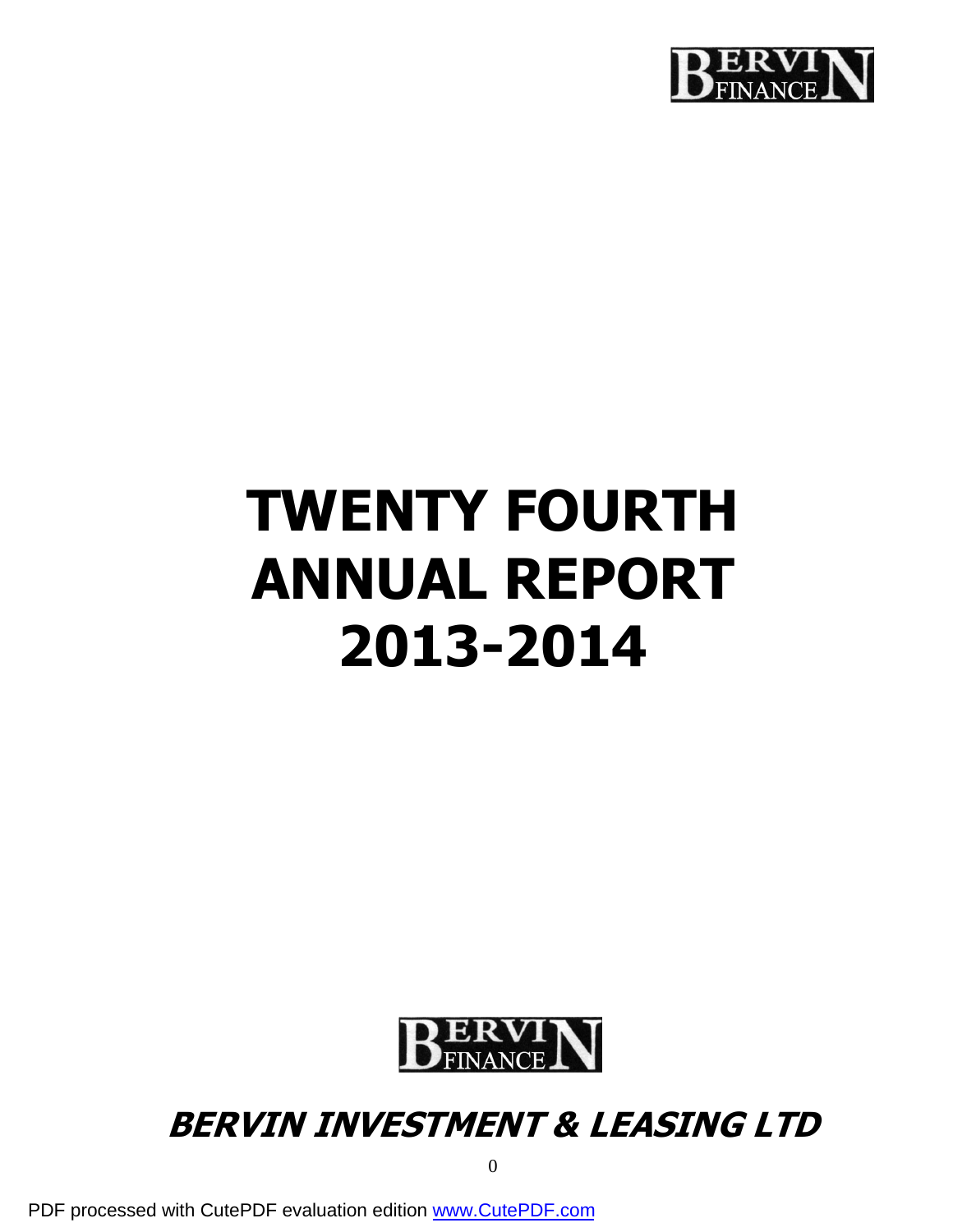BERVIN FINANCE

# TWENTY FOURTH ANNUAL REPORT 2013-2014

BERVIN FINANCE

## *BERVIN INVESTMENT & LEASING LTD*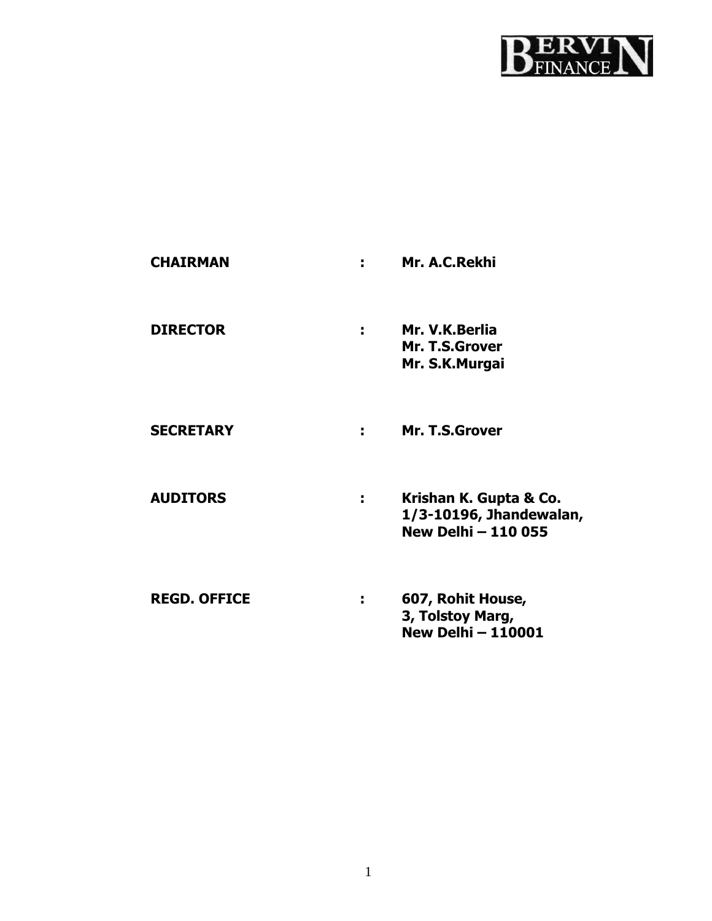BERVIN FINANCE

| | | |
|---|---|---|
| **CHAIRMAN** | : | **Mr. A.C.Rekhi** |
| **DIRECTOR** | : | **Mr. V.K.Berlia**<br>**Mr. T.S.Grover**<br>**Mr. S.K.Murgai** |
| **SECRETARY** | : | **Mr. T.S.Grover** |
| **AUDITORS** | : | **Krishan K. Gupta & Co.**<br>**1/3-10196, Jhandewalan,**<br>**New Delhi – 110 055** |
| **REGD. OFFICE** | : | **607, Rohit House,**<br>**3, Tolstoy Marg,**<br>**New Delhi – 110001** |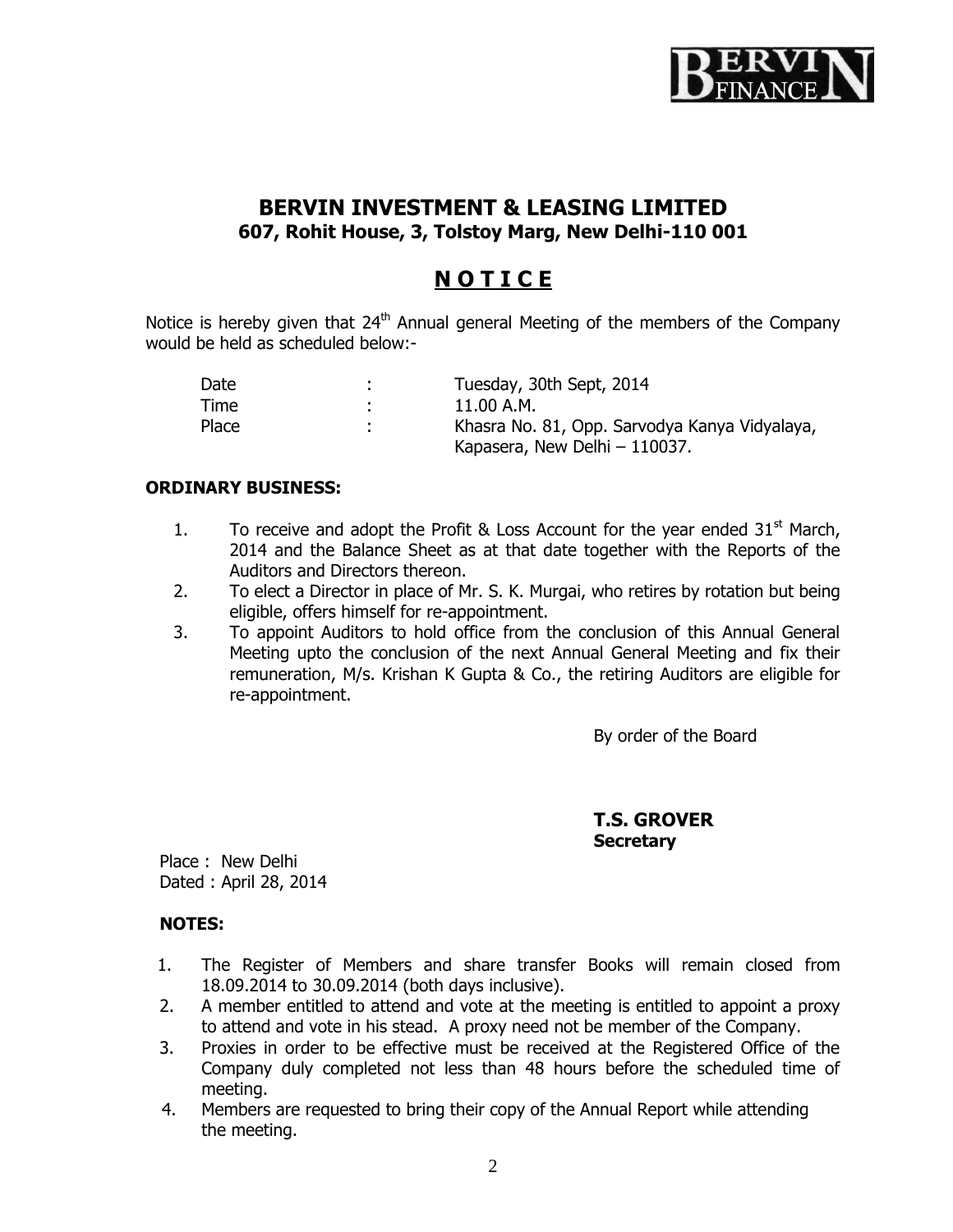# BERVIN INVESTMENT & LEASING LIMITED

**607, Rohit House, 3, Tolstoy Marg, New Delhi-110 001**

## N O T I C E

Notice is hereby given that 24th Annual general Meeting of the members of the Company would be held as scheduled below:-

| | | |
|---|---|---|
| Date | : | Tuesday, 30th Sept, 2014 |
| Time | : | 11.00 A.M. |
| Place | : | Khasra No. 81, Opp. Sarvodya Kanya Vidyalaya, Kapasera, New Delhi – 110037. |

**ORDINARY BUSINESS:**

1. To receive and adopt the Profit & Loss Account for the year ended 31st March, 2014 and the Balance Sheet as at that date together with the Reports of the Auditors and Directors thereon.
2. To elect a Director in place of Mr. S. K. Murgai, who retires by rotation but being eligible, offers himself for re-appointment.
3. To appoint Auditors to hold office from the conclusion of this Annual General Meeting upto the conclusion of the next Annual General Meeting and fix their remuneration, M/s. Krishan K Gupta & Co., the retiring Auditors are eligible for re-appointment.

By order of the Board

**T.S. GROVER**
**Secretary**

Place : New Delhi
Dated : April 28, 2014

**NOTES:**

1. The Register of Members and share transfer Books will remain closed from 18.09.2014 to 30.09.2014 (both days inclusive).
2. A member entitled to attend and vote at the meeting is entitled to appoint a proxy to attend and vote in his stead. A proxy need not be member of the Company.
3. Proxies in order to be effective must be received at the Registered Office of the Company duly completed not less than 48 hours before the scheduled time of meeting.
4. Members are requested to bring their copy of the Annual Report while attending the meeting.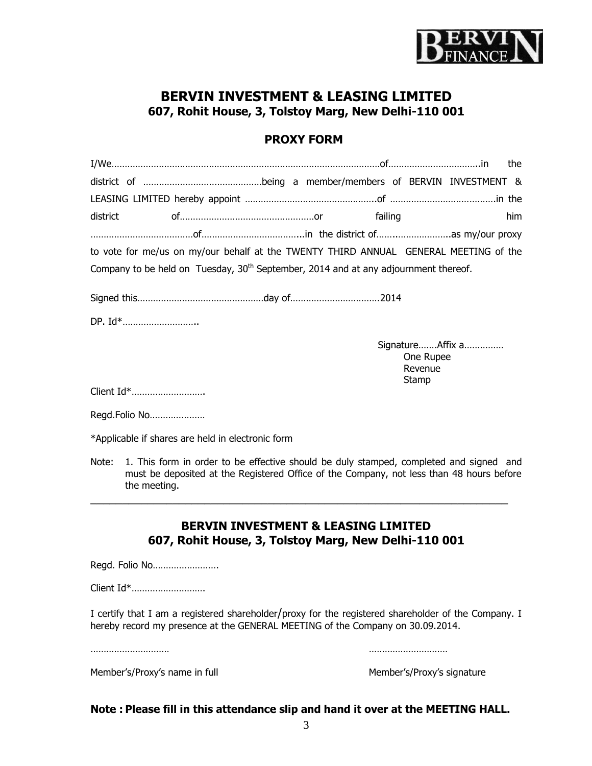## BERVIN INVESTMENT & LEASING LIMITED
**607, Rohit House, 3, Tolstoy Marg, New Delhi-110 001**

### PROXY FORM

I/We……………………………………………………………………………………………of……………………………..in the district of ………………………………………being a member/members of BERVIN INVESTMENT & LEASING LIMITED hereby appoint …………………………………………..of …………………………………in the district of……………………………………………or failing him …………………………………of………………………………...in the district of……..………………..as my/our proxy to vote for me/us on my/our behalf at the TWENTY THIRD ANNUAL GENERAL MEETING of the Company to be held on Tuesday, 30th September, 2014 and at any adjournment thereof.

Signed this…………………………………………day of……………………………..2014

DP. Id*………………………..

Signature…….Affix a……………
One Rupee
Revenue
Stamp

Client Id*……………………….

Regd.Folio No…………………

*Applicable if shares are held in electronic form

Note: 1. This form in order to be effective should be duly stamped, completed and signed and must be deposited at the Registered Office of the Company, not less than 48 hours before the meeting.

---

## BERVIN INVESTMENT & LEASING LIMITED
**607, Rohit House, 3, Tolstoy Marg, New Delhi-110 001**

Regd. Folio No…………………….

Client Id*……………………….

I certify that I am a registered shareholder/proxy for the registered shareholder of the Company. I hereby record my presence at the GENERAL MEETING of the Company on 30.09.2014.

………………………… …………………………

Member's/Proxy's name in full Member's/Proxy's signature

**Note : Please fill in this attendance slip and hand it over at the MEETING HALL.**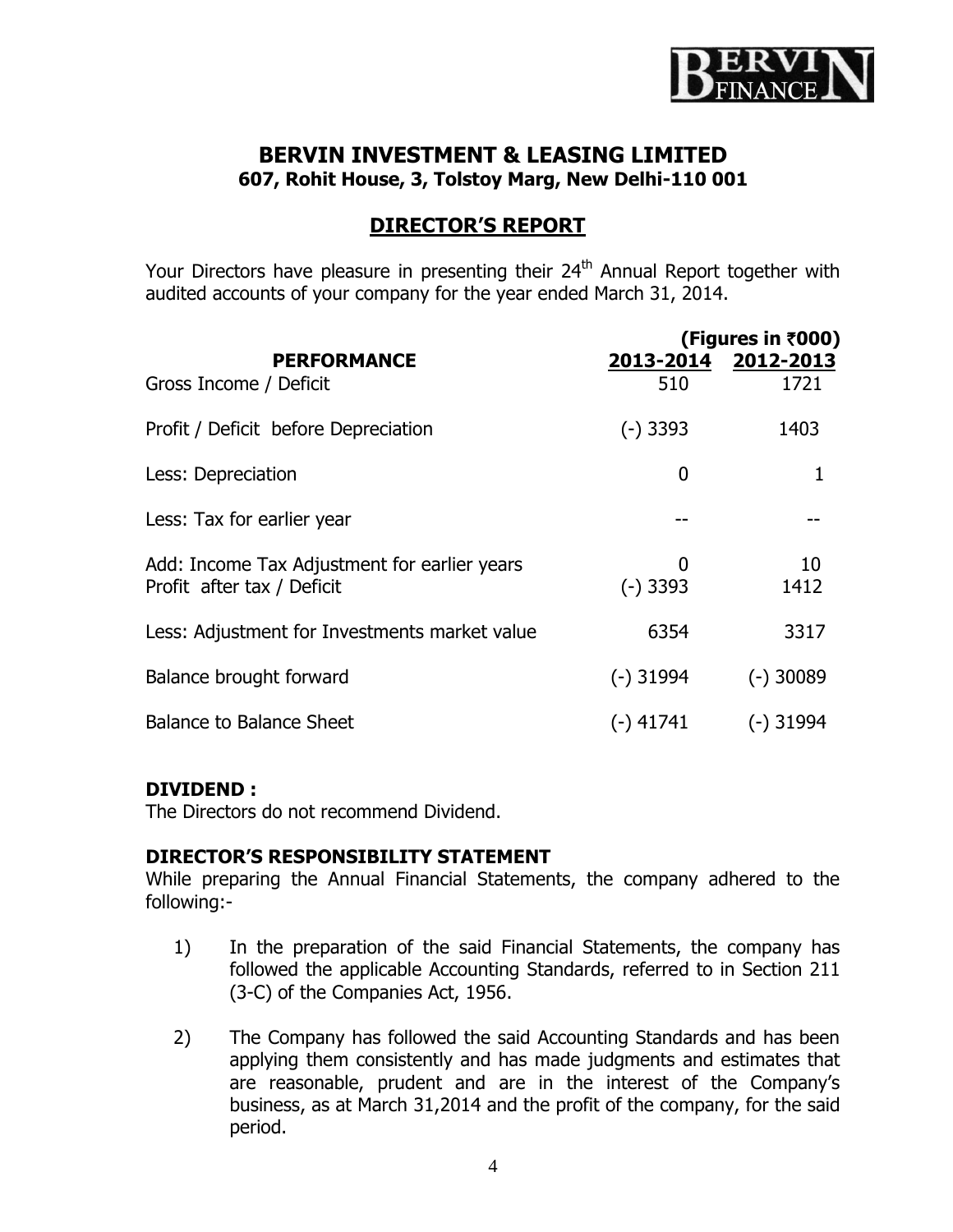# BERVIN INVESTMENT & LEASING LIMITED

**607, Rohit House, 3, Tolstoy Marg, New Delhi-110 001**

## DIRECTOR'S REPORT

Your Directors have pleasure in presenting their 24th Annual Report together with audited accounts of your company for the year ended March 31, 2014.

| PERFORMANCE | 2013-2014 | 2012-2013 |
|---|---|---|
| | **(Figures in ₹000)** | |
| Gross Income / Deficit | 510 | 1721 |
| Profit / Deficit before Depreciation | (-) 3393 | 1403 |
| Less: Depreciation | 0 | 1 |
| Less: Tax for earlier year | -- | -- |
| Add: Income Tax Adjustment for earlier years | 0 | 10 |
| Profit after tax / Deficit | (-) 3393 | 1412 |
| Less: Adjustment for Investments market value | 6354 | 3317 |
| Balance brought forward | (-) 31994 | (-) 30089 |
| Balance to Balance Sheet | (-) 41741 | (-) 31994 |

**DIVIDEND :**

The Directors do not recommend Dividend.

**DIRECTOR'S RESPONSIBILITY STATEMENT**

While preparing the Annual Financial Statements, the company adhered to the following:-

1) In the preparation of the said Financial Statements, the company has followed the applicable Accounting Standards, referred to in Section 211 (3-C) of the Companies Act, 1956.

2) The Company has followed the said Accounting Standards and has been applying them consistently and has made judgments and estimates that are reasonable, prudent and are in the interest of the Company's business, as at March 31,2014 and the profit of the company, for the said period.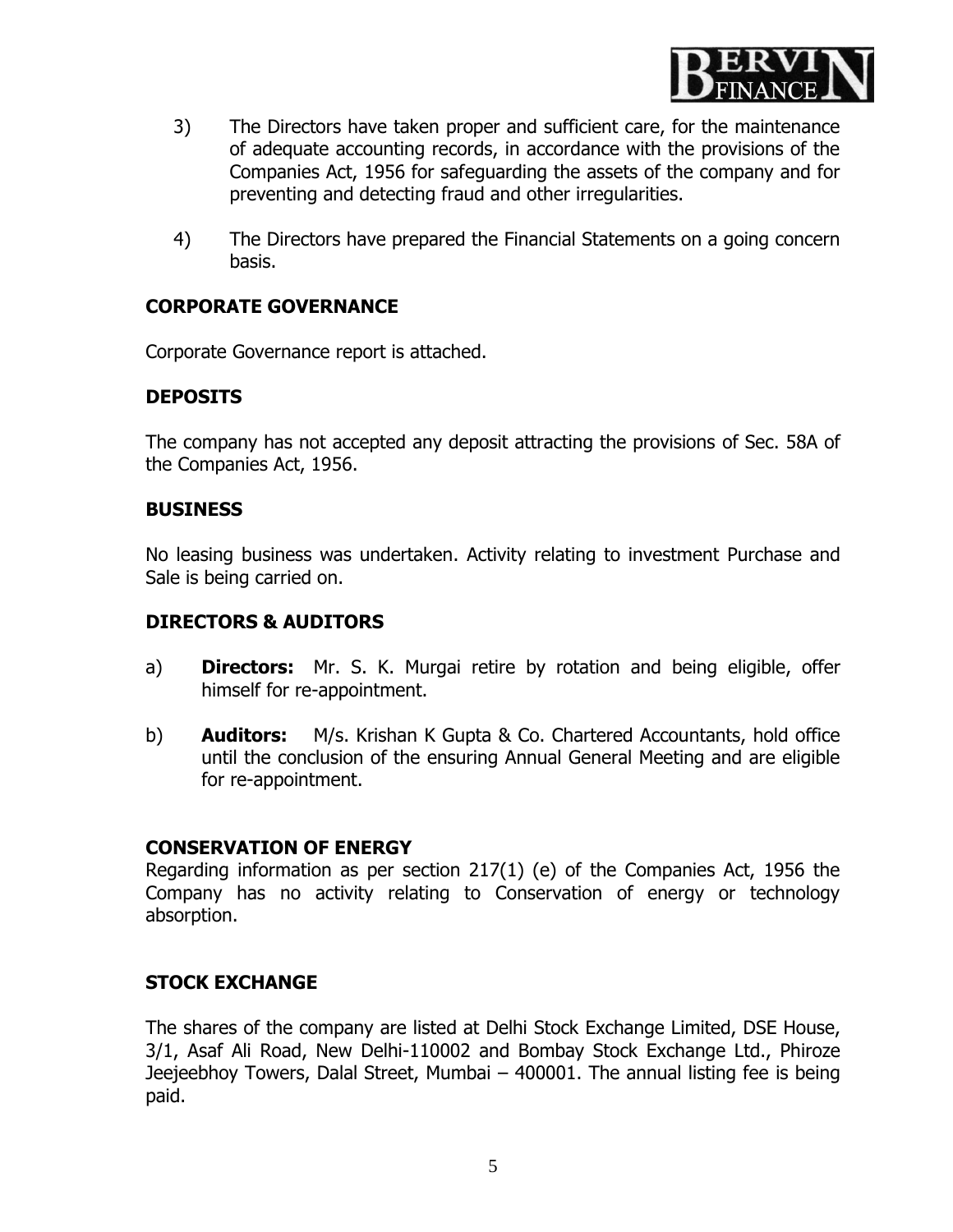3) The Directors have taken proper and sufficient care, for the maintenance of adequate accounting records, in accordance with the provisions of the Companies Act, 1956 for safeguarding the assets of the company and for preventing and detecting fraud and other irregularities.

4) The Directors have prepared the Financial Statements on a going concern basis.

**CORPORATE GOVERNANCE**

Corporate Governance report is attached.

**DEPOSITS**

The company has not accepted any deposit attracting the provisions of Sec. 58A of the Companies Act, 1956.

**BUSINESS**

No leasing business was undertaken. Activity relating to investment Purchase and Sale is being carried on.

**DIRECTORS & AUDITORS**

a) **Directors:** Mr. S. K. Murgai retire by rotation and being eligible, offer himself for re-appointment.

b) **Auditors:** M/s. Krishan K Gupta & Co. Chartered Accountants, hold office until the conclusion of the ensuring Annual General Meeting and are eligible for re-appointment.

**CONSERVATION OF ENERGY**

Regarding information as per section 217(1) (e) of the Companies Act, 1956 the Company has no activity relating to Conservation of energy or technology absorption.

**STOCK EXCHANGE**

The shares of the company are listed at Delhi Stock Exchange Limited, DSE House, 3/1, Asaf Ali Road, New Delhi-110002 and Bombay Stock Exchange Ltd., Phiroze Jeejeebhoy Towers, Dalal Street, Mumbai – 400001. The annual listing fee is being paid.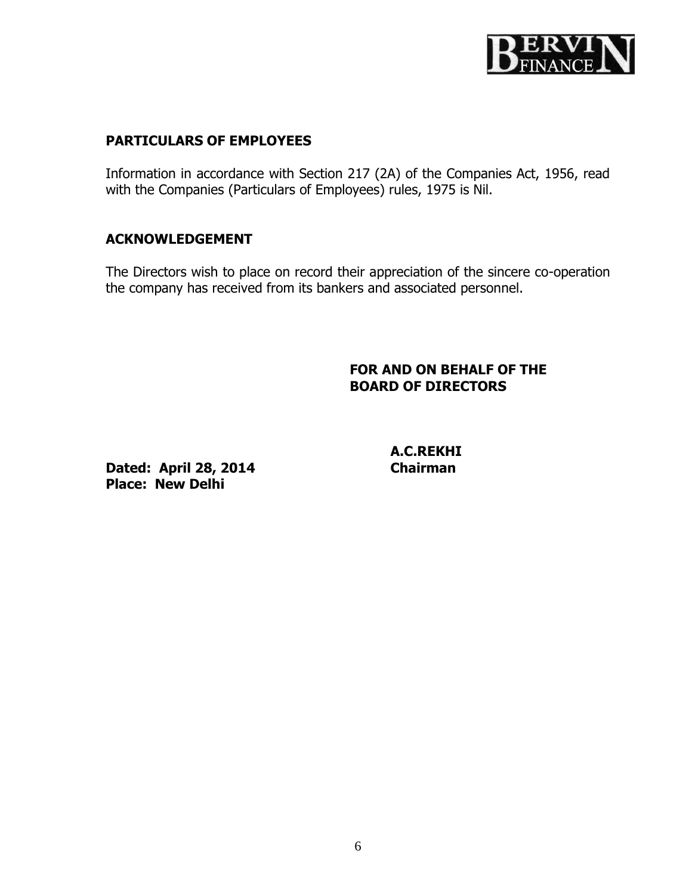## PARTICULARS OF EMPLOYEES

Information in accordance with Section 217 (2A) of the Companies Act, 1956, read with the Companies (Particulars of Employees) rules, 1975 is Nil.

## ACKNOWLEDGEMENT

The Directors wish to place on record their appreciation of the sincere co-operation the company has received from its bankers and associated personnel.

**FOR AND ON BEHALF OF THE BOARD OF DIRECTORS**

**A.C.REKHI**
**Chairman**

**Dated: April 28, 2014**
**Place: New Delhi**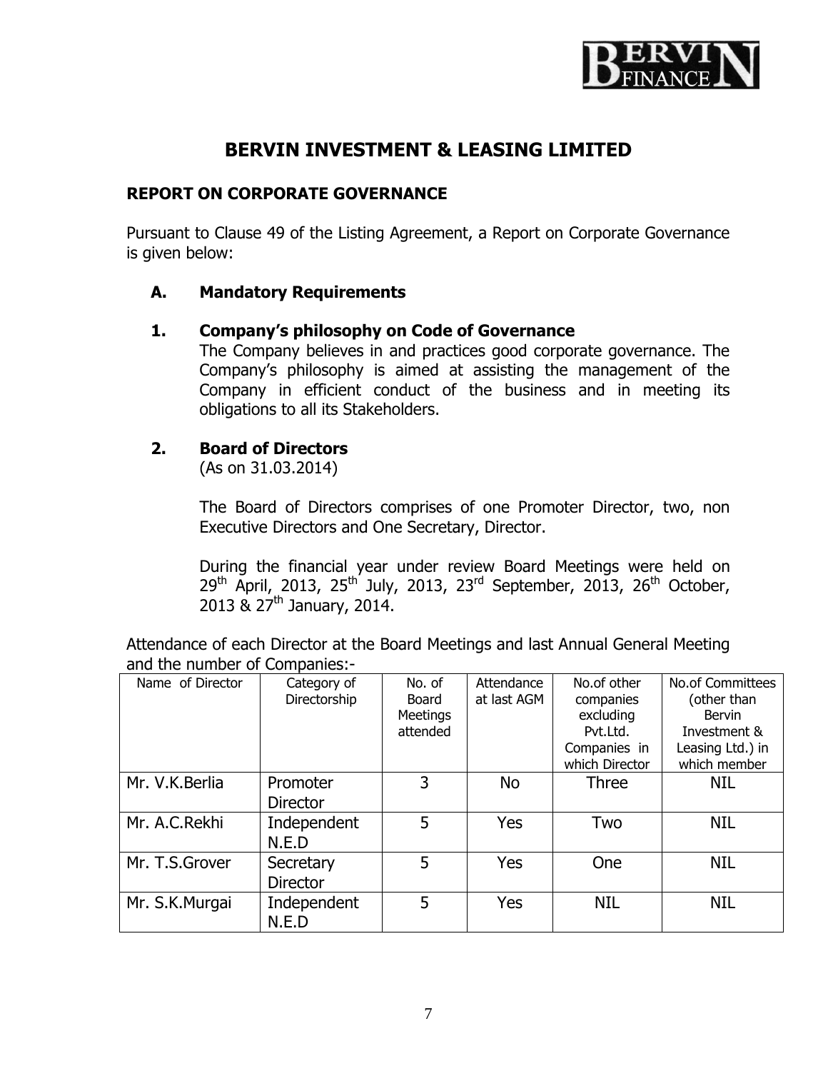# BERVIN INVESTMENT & LEASING LIMITED

## REPORT ON CORPORATE GOVERNANCE

Pursuant to Clause 49 of the Listing Agreement, a Report on Corporate Governance is given below:

### A. Mandatory Requirements

### 1. Company's philosophy on Code of Governance

The Company believes in and practices good corporate governance. The Company's philosophy is aimed at assisting the management of the Company in efficient conduct of the business and in meeting its obligations to all its Stakeholders.

### 2. Board of Directors

(As on 31.03.2014)

The Board of Directors comprises of one Promoter Director, two, non Executive Directors and One Secretary, Director.

During the financial year under review Board Meetings were held on 29th April, 2013, 25th July, 2013, 23rd September, 2013, 26th October, 2013 & 27th January, 2014.

Attendance of each Director at the Board Meetings and last Annual General Meeting and the number of Companies:-

| Name of Director | Category of Directorship | No. of Board Meetings attended | Attendance at last AGM | No.of other companies excluding Pvt.Ltd. Companies in which Director | No.of Committees (other than Bervin Investment & Leasing Ltd.) in which member |
|---|---|---|---|---|---|
| Mr. V.K.Berlia | Promoter Director | 3 | No | Three | NIL |
| Mr. A.C.Rekhi | Independent N.E.D | 5 | Yes | Two | NIL |
| Mr. T.S.Grover | Secretary Director | 5 | Yes | One | NIL |
| Mr. S.K.Murgai | Independent N.E.D | 5 | Yes | NIL | NIL |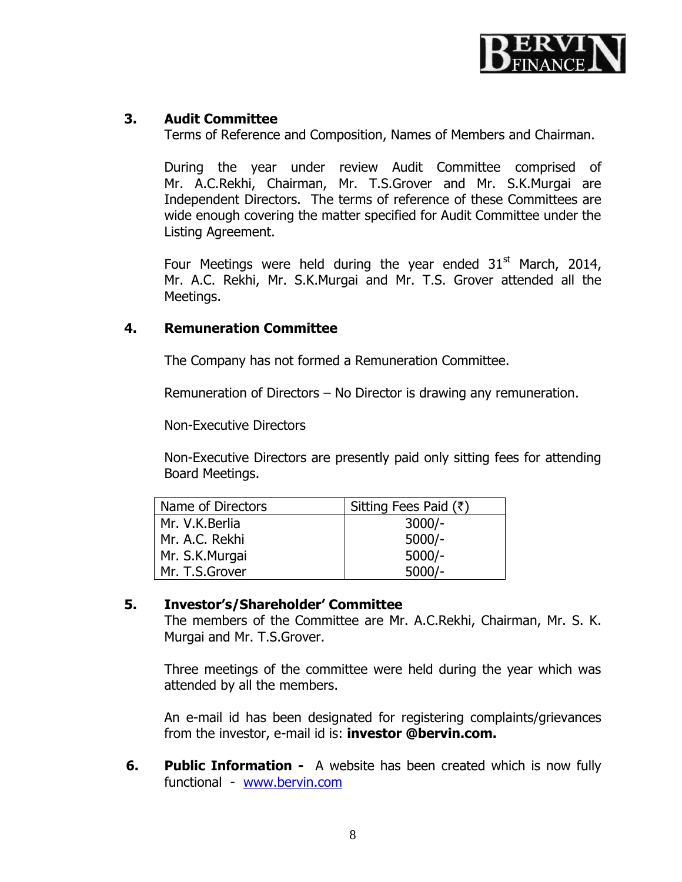### 3. Audit Committee

Terms of Reference and Composition, Names of Members and Chairman.

During the year under review Audit Committee comprised of Mr. A.C.Rekhi, Chairman, Mr. T.S.Grover and Mr. S.K.Murgai are Independent Directors. The terms of reference of these Committees are wide enough covering the matter specified for Audit Committee under the Listing Agreement.

Four Meetings were held during the year ended 31st March, 2014, Mr. A.C. Rekhi, Mr. S.K.Murgai and Mr. T.S. Grover attended all the Meetings.

### 4. Remuneration Committee

The Company has not formed a Remuneration Committee.

Remuneration of Directors – No Director is drawing any remuneration.

Non-Executive Directors

Non-Executive Directors are presently paid only sitting fees for attending Board Meetings.

| Name of Directors | Sitting Fees Paid (₹) |
|---|---|
| Mr. V.K.Berlia | 3000/- |
| Mr. A.C. Rekhi | 5000/- |
| Mr. S.K.Murgai | 5000/- |
| Mr. T.S.Grover | 5000/- |

### 5. Investor's/Shareholder' Committee

The members of the Committee are Mr. A.C.Rekhi, Chairman, Mr. S. K. Murgai and Mr. T.S.Grover.

Three meetings of the committee were held during the year which was attended by all the members.

An e-mail id has been designated for registering complaints/grievances from the investor, e-mail id is: **investor @bervin.com.**

### 6. Public Information - 

A website has been created which is now fully functional - www.bervin.com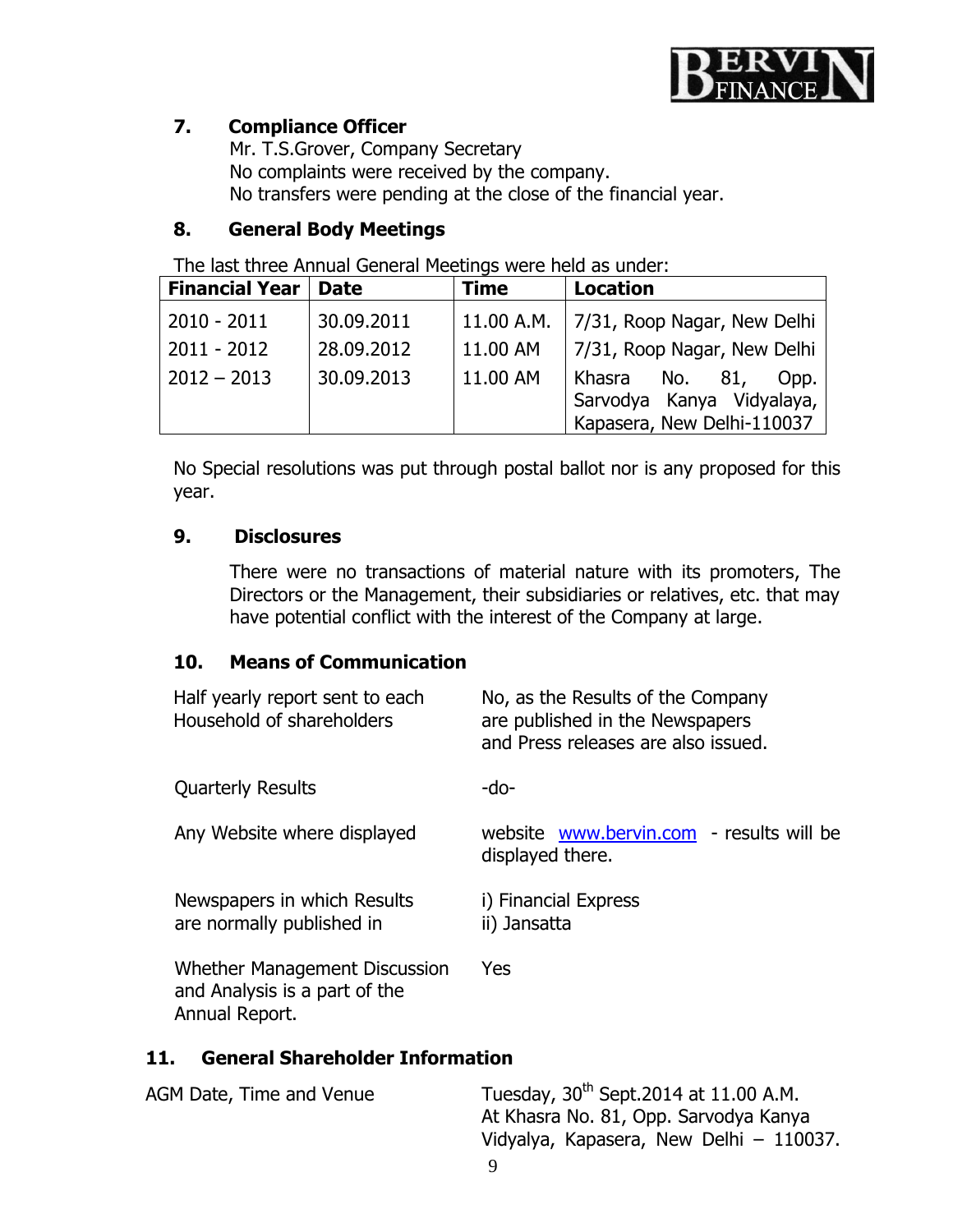## 7. Compliance Officer

Mr. T.S.Grover, Company Secretary
No complaints were received by the company.
No transfers were pending at the close of the financial year.

## 8. General Body Meetings

The last three Annual General Meetings were held as under:

| Financial Year | Date | Time | Location |
|---|---|---|---|
| 2010 - 2011 | 30.09.2011 | 11.00 A.M. | 7/31, Roop Nagar, New Delhi |
| 2011 - 2012 | 28.09.2012 | 11.00 AM | 7/31, Roop Nagar, New Delhi |
| 2012 – 2013 | 30.09.2013 | 11.00 AM | Khasra No. 81, Opp. Sarvodya Kanya Vidyalaya, Kapasera, New Delhi-110037 |

No Special resolutions was put through postal ballot nor is any proposed for this year.

## 9. Disclosures

There were no transactions of material nature with its promoters, The Directors or the Management, their subsidiaries or relatives, etc. that may have potential conflict with the interest of the Company at large.

## 10. Means of Communication

| | |
|---|---|
| Half yearly report sent to each Household of shareholders | No, as the Results of the Company are published in the Newspapers and Press releases are also issued. |
| Quarterly Results | -do- |
| Any Website where displayed | website www.bervin.com - results will be displayed there. |
| Newspapers in which Results are normally published in | i) Financial Express<br>ii) Jansatta |
| Whether Management Discussion and Analysis is a part of the Annual Report. | Yes |

## 11. General Shareholder Information

| | |
|---|---|
| AGM Date, Time and Venue | Tuesday, 30th Sept.2014 at 11.00 A.M. At Khasra No. 81, Opp. Sarvodya Kanya Vidyalya, Kapasera, New Delhi – 110037. |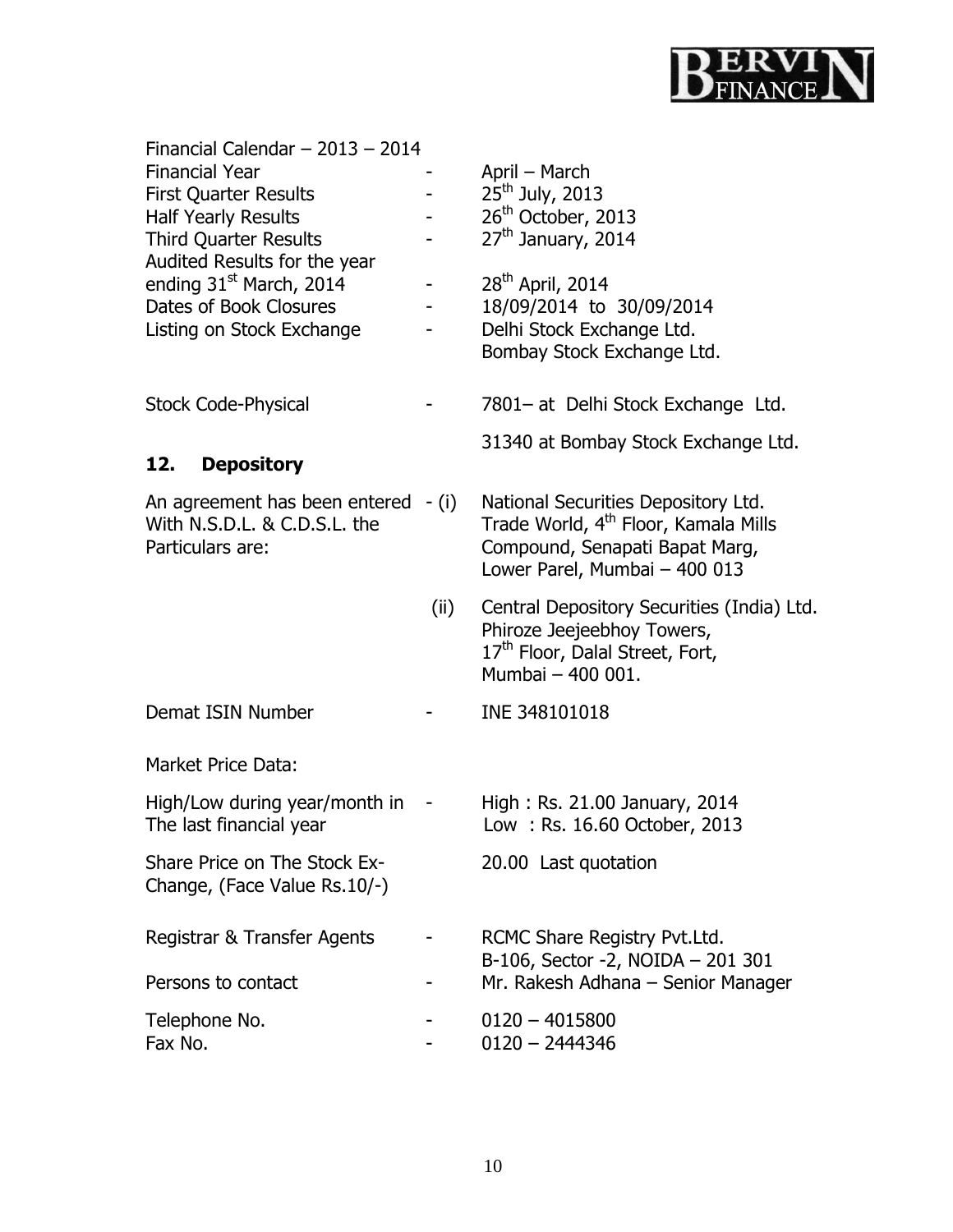Financial Calendar – 2013 – 2014

| | | |
|---|---|---|
| Financial Year | - | April – March |
| First Quarter Results | - | 25th July, 2013 |
| Half Yearly Results | - | 26th October, 2013 |
| Third Quarter Results | - | 27th January, 2014 |
| Audited Results for the year ending 31st March, 2014 | - | 28th April, 2014 |
| Dates of Book Closures | - | 18/09/2014 to 30/09/2014 |
| Listing on Stock Exchange | - | Delhi Stock Exchange Ltd.<br>Bombay Stock Exchange Ltd. |
| Stock Code-Physical | - | 7801– at Delhi Stock Exchange Ltd.<br>31340 at Bombay Stock Exchange Ltd. |

## 12. Depository

| | | |
|---|---|---|
| An agreement has been entered With N.S.D.L. & C.D.S.L. the Particulars are: | - (i) | National Securities Depository Ltd. Trade World, 4th Floor, Kamala Mills Compound, Senapati Bapat Marg, Lower Parel, Mumbai – 400 013 |
| | (ii) | Central Depository Securities (India) Ltd. Phiroze Jeejeebhoy Towers, 17th Floor, Dalal Street, Fort, Mumbai – 400 001. |
| Demat ISIN Number | - | INE 348101018 |

Market Price Data:

| | | |
|---|---|---|
| High/Low during year/month in The last financial year | - | High : Rs. 21.00 January, 2014<br>Low : Rs. 16.60 October, 2013 |
| Share Price on The Stock Ex-Change, (Face Value Rs.10/-) | | 20.00 Last quotation |
| Registrar & Transfer Agents | - | RCMC Share Registry Pvt.Ltd.<br>B-106, Sector -2, NOIDA – 201 301 |
| Persons to contact | - | Mr. Rakesh Adhana – Senior Manager |
| Telephone No. | - | 0120 – 4015800 |
| Fax No. | - | 0120 – 2444346 |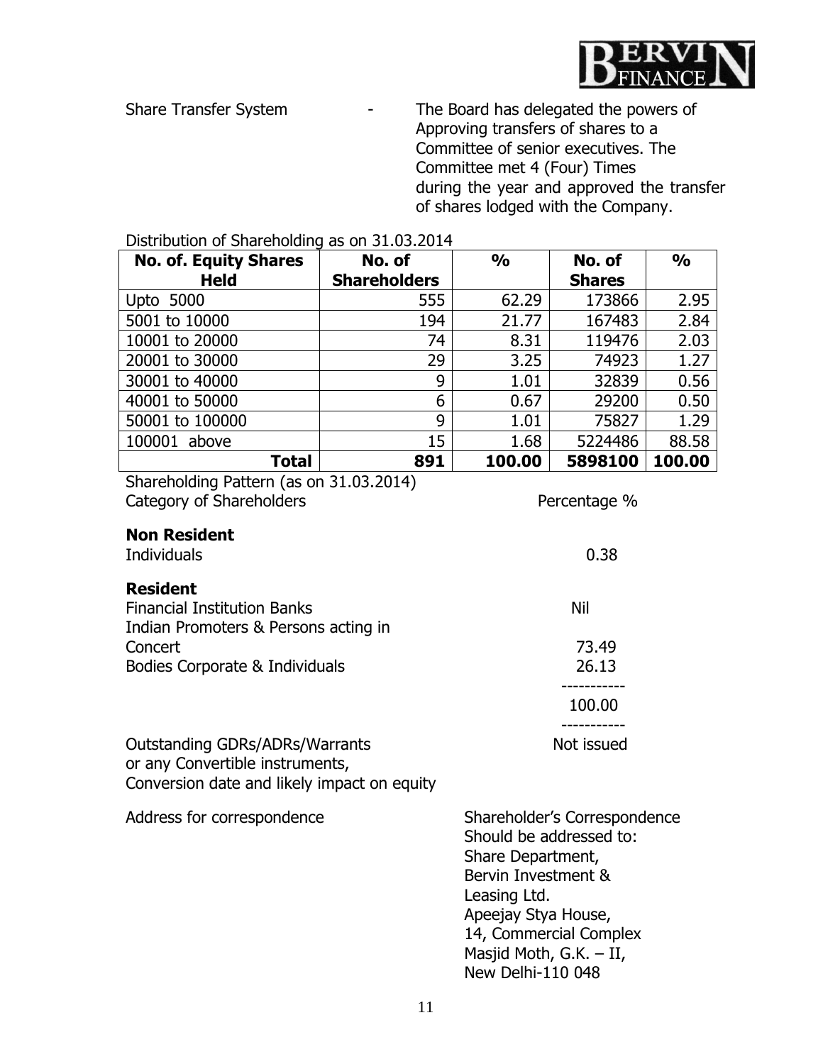Share Transfer System - The Board has delegated the powers of Approving transfers of shares to a Committee of senior executives. The Committee met 4 (Four) Times during the year and approved the transfer of shares lodged with the Company.

Distribution of Shareholding as on 31.03.2014

| No. of. Equity Shares Held | No. of Shareholders | % | No. of Shares | % |
|---|---|---|---|---|
| Upto 5000 | 555 | 62.29 | 173866 | 2.95 |
| 5001 to 10000 | 194 | 21.77 | 167483 | 2.84 |
| 10001 to 20000 | 74 | 8.31 | 119476 | 2.03 |
| 20001 to 30000 | 29 | 3.25 | 74923 | 1.27 |
| 30001 to 40000 | 9 | 1.01 | 32839 | 0.56 |
| 40001 to 50000 | 6 | 0.67 | 29200 | 0.50 |
| 50001 to 100000 | 9 | 1.01 | 75827 | 1.29 |
| 100001 above | 15 | 1.68 | 5224486 | 88.58 |
| **Total** | **891** | **100.00** | **5898100** | **100.00** |

Shareholding Pattern (as on 31.03.2014)

| Category of Shareholders | Percentage % |
|---|---|
| **Non Resident** | |
| Individuals | 0.38 |
| **Resident** | |
| Financial Institution Banks | Nil |
| Indian Promoters & Persons acting in Concert | 73.49 |
| Bodies Corporate & Individuals | 26.13 |
| | 100.00 |

Outstanding GDRs/ADRs/Warrants or any Convertible instruments, Conversion date and likely impact on equity - Not issued

Address for correspondence - Shareholder's Correspondence Should be addressed to:
Share Department,
Bervin Investment & Leasing Ltd.
Apeejay Stya House,
14, Commercial Complex
Masjid Moth, G.K. – II,
New Delhi-110 048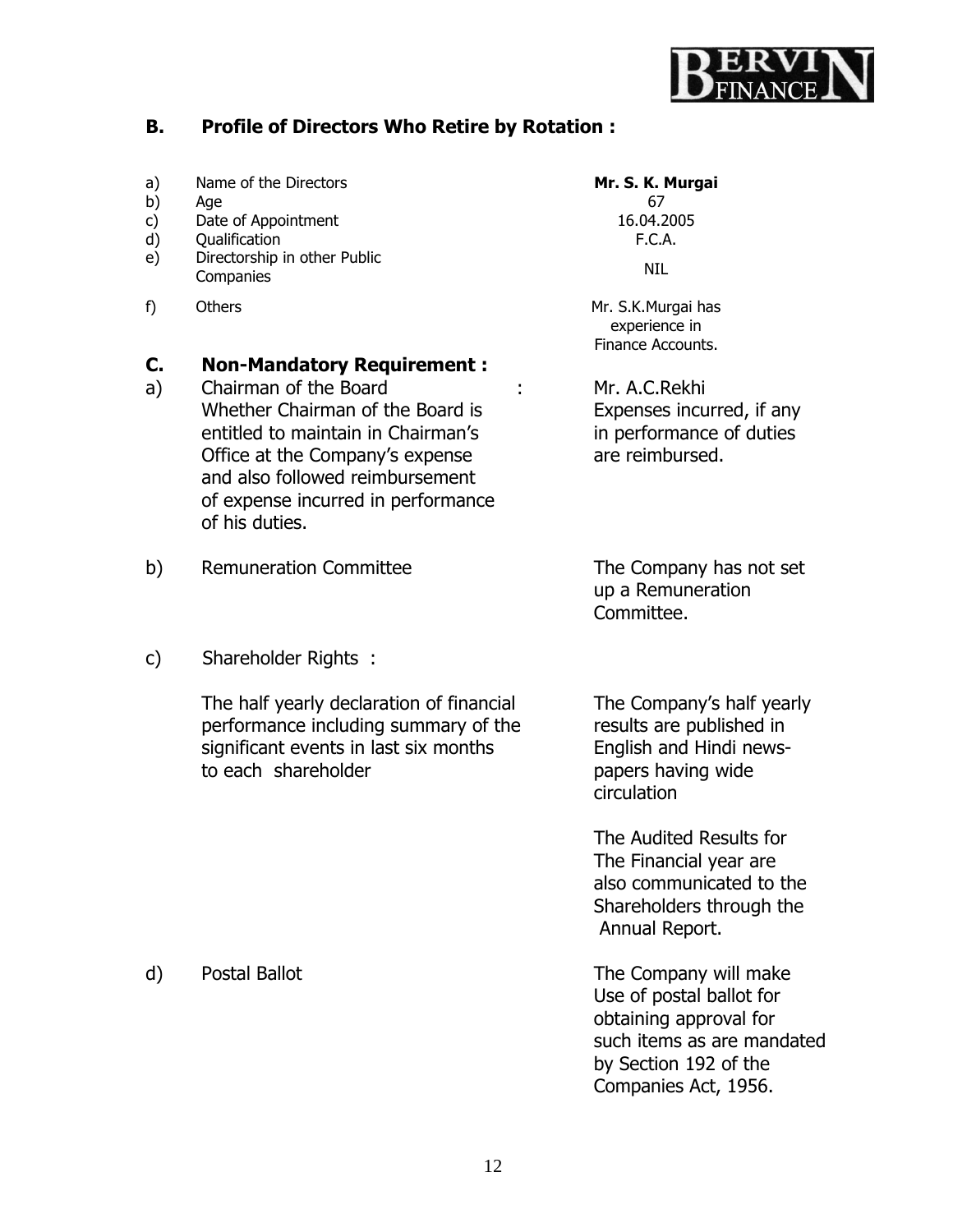## B. Profile of Directors Who Retire by Rotation :

| | | |
|---|---|---|
| a) | Name of the Directors | **Mr. S. K. Murgai** |
| b) | Age | 67 |
| c) | Date of Appointment | 16.04.2005 |
| d) | Qualification | F.C.A. |
| e) | Directorship in other Public Companies | NIL |
| f) | Others | Mr. S.K.Murgai has experience in Finance Accounts. |

## C. Non-Mandatory Requirement :

a) Chairman of the Board : Mr. A.C.Rekhi

Whether Chairman of the Board is entitled to maintain in Chairman's Office at the Company's expense and also followed reimbursement of expense incurred in performance of his duties.

Expenses incurred, if any in performance of duties are reimbursed.

b) Remuneration Committee

The Company has not set up a Remuneration Committee.

c) Shareholder Rights :

The half yearly declaration of financial performance including summary of the significant events in last six months to each shareholder

The Company's half yearly results are published in English and Hindi news-papers having wide circulation

The Audited Results for The Financial year are also communicated to the Shareholders through the Annual Report.

d) Postal Ballot

The Company will make Use of postal ballot for obtaining approval for such items as are mandated by Section 192 of the Companies Act, 1956.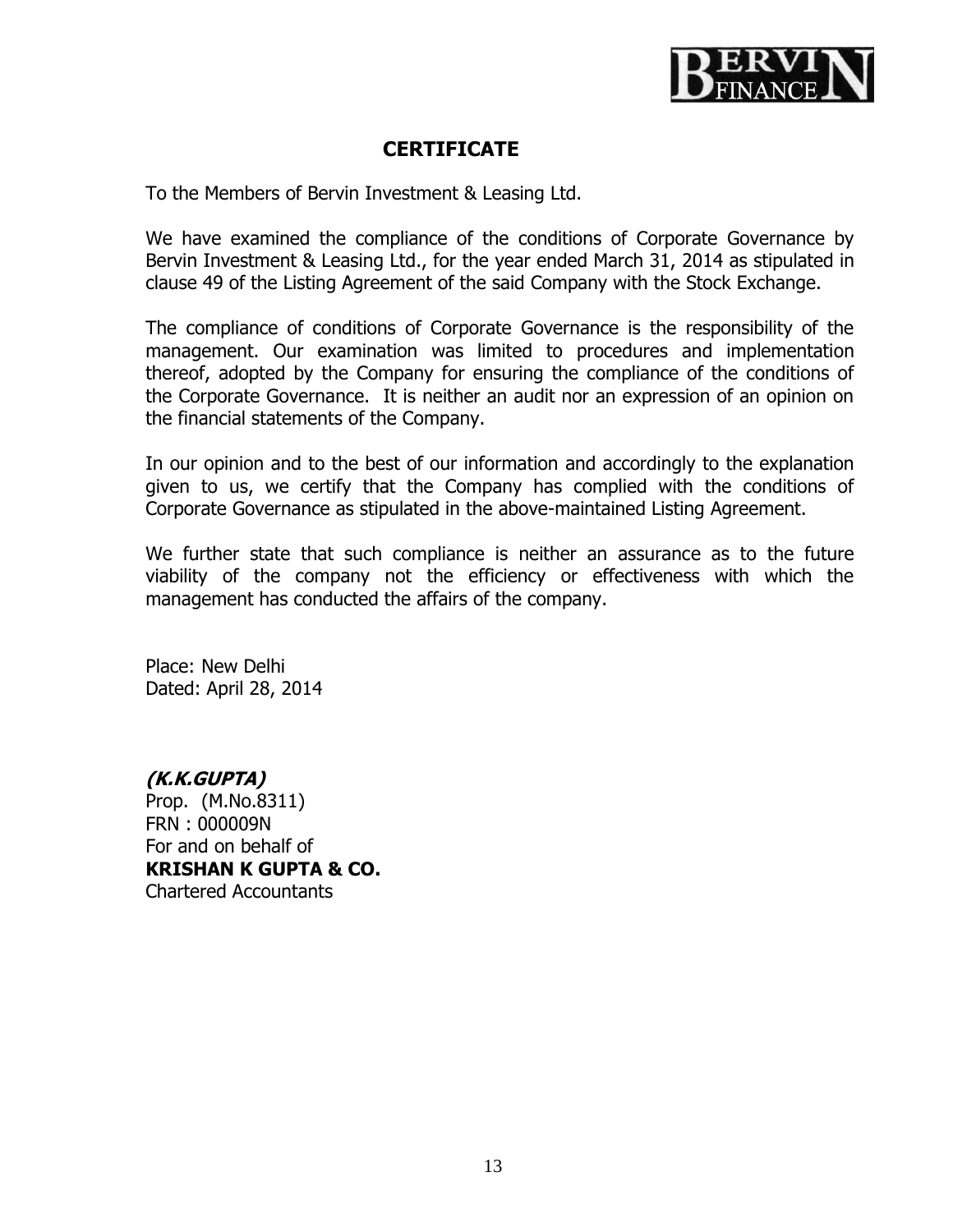# CERTIFICATE

To the Members of Bervin Investment & Leasing Ltd.

We have examined the compliance of the conditions of Corporate Governance by Bervin Investment & Leasing Ltd., for the year ended March 31, 2014 as stipulated in clause 49 of the Listing Agreement of the said Company with the Stock Exchange.

The compliance of conditions of Corporate Governance is the responsibility of the management. Our examination was limited to procedures and implementation thereof, adopted by the Company for ensuring the compliance of the conditions of the Corporate Governance. It is neither an audit nor an expression of an opinion on the financial statements of the Company.

In our opinion and to the best of our information and accordingly to the explanation given to us, we certify that the Company has complied with the conditions of Corporate Governance as stipulated in the above-maintained Listing Agreement.

We further state that such compliance is neither an assurance as to the future viability of the company not the efficiency or effectiveness with which the management has conducted the affairs of the company.

Place: New Delhi
Dated: April 28, 2014

***(K.K.GUPTA)***
Prop. (M.No.8311)
FRN : 000009N
For and on behalf of
**KRISHAN K GUPTA & CO.**
Chartered Accountants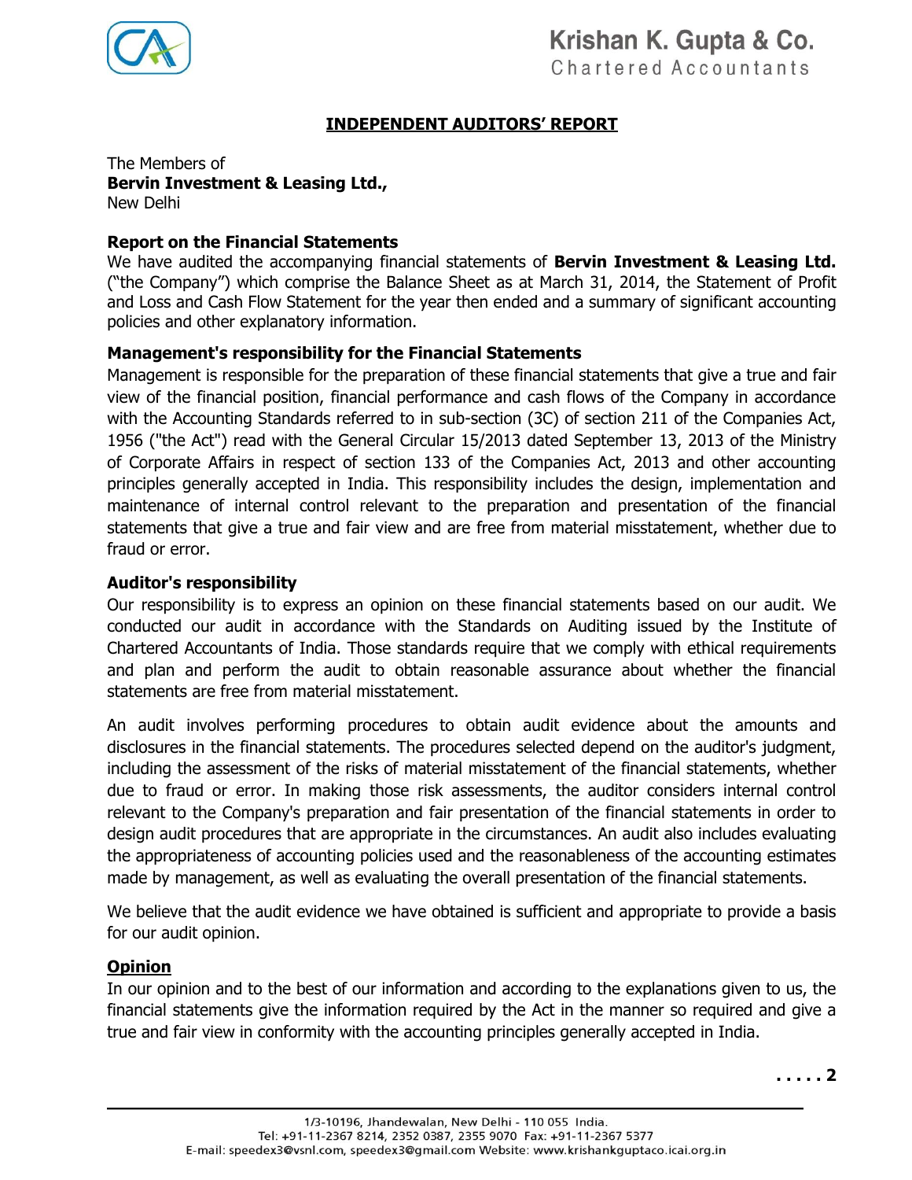## INDEPENDENT AUDITORS' REPORT

The Members of
**Bervin Investment & Leasing Ltd.,**
New Delhi

### Report on the Financial Statements

We have audited the accompanying financial statements of **Bervin Investment & Leasing Ltd.** ("the Company") which comprise the Balance Sheet as at March 31, 2014, the Statement of Profit and Loss and Cash Flow Statement for the year then ended and a summary of significant accounting policies and other explanatory information.

### Management's responsibility for the Financial Statements

Management is responsible for the preparation of these financial statements that give a true and fair view of the financial position, financial performance and cash flows of the Company in accordance with the Accounting Standards referred to in sub-section (3C) of section 211 of the Companies Act, 1956 ("the Act") read with the General Circular 15/2013 dated September 13, 2013 of the Ministry of Corporate Affairs in respect of section 133 of the Companies Act, 2013 and other accounting principles generally accepted in India. This responsibility includes the design, implementation and maintenance of internal control relevant to the preparation and presentation of the financial statements that give a true and fair view and are free from material misstatement, whether due to fraud or error.

### Auditor's responsibility

Our responsibility is to express an opinion on these financial statements based on our audit. We conducted our audit in accordance with the Standards on Auditing issued by the Institute of Chartered Accountants of India. Those standards require that we comply with ethical requirements and plan and perform the audit to obtain reasonable assurance about whether the financial statements are free from material misstatement.

An audit involves performing procedures to obtain audit evidence about the amounts and disclosures in the financial statements. The procedures selected depend on the auditor's judgment, including the assessment of the risks of material misstatement of the financial statements, whether due to fraud or error. In making those risk assessments, the auditor considers internal control relevant to the Company's preparation and fair presentation of the financial statements in order to design audit procedures that are appropriate in the circumstances. An audit also includes evaluating the appropriateness of accounting policies used and the reasonableness of the accounting estimates made by management, as well as evaluating the overall presentation of the financial statements.

We believe that the audit evidence we have obtained is sufficient and appropriate to provide a basis for our audit opinion.

### Opinion

In our opinion and to the best of our information and according to the explanations given to us, the financial statements give the information required by the Act in the manner so required and give a true and fair view in conformity with the accounting principles generally accepted in India.

.....2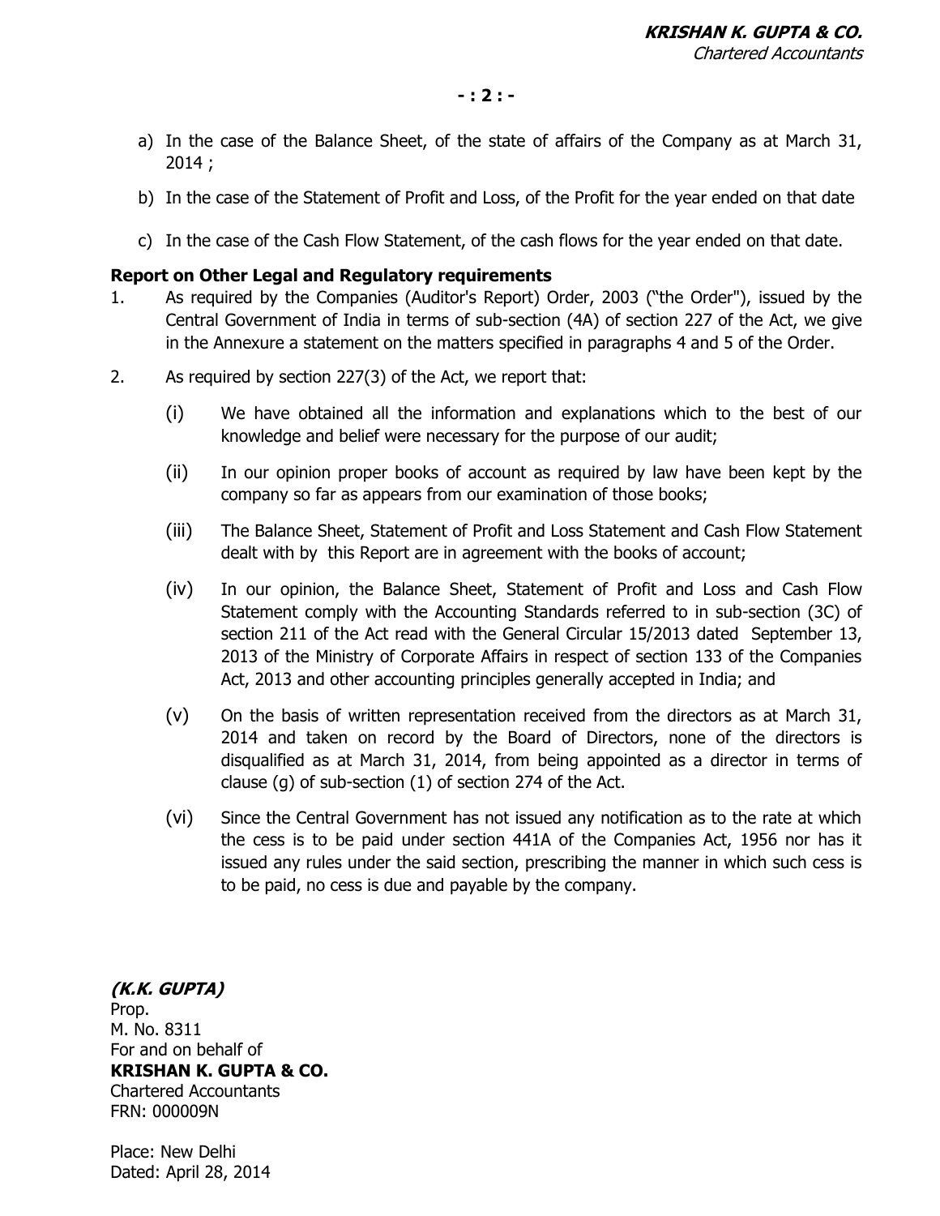a) In the case of the Balance Sheet, of the state of affairs of the Company as at March 31, 2014 ;

b) In the case of the Statement of Profit and Loss, of the Profit for the year ended on that date

c) In the case of the Cash Flow Statement, of the cash flows for the year ended on that date.

**Report on Other Legal and Regulatory requirements**

1. As required by the Companies (Auditor's Report) Order, 2003 ("the Order"), issued by the Central Government of India in terms of sub-section (4A) of section 227 of the Act, we give in the Annexure a statement on the matters specified in paragraphs 4 and 5 of the Order.

2. As required by section 227(3) of the Act, we report that:

   (i) We have obtained all the information and explanations which to the best of our knowledge and belief were necessary for the purpose of our audit;

   (ii) In our opinion proper books of account as required by law have been kept by the company so far as appears from our examination of those books;

   (iii) The Balance Sheet, Statement of Profit and Loss Statement and Cash Flow Statement dealt with by this Report are in agreement with the books of account;

   (iv) In our opinion, the Balance Sheet, Statement of Profit and Loss and Cash Flow Statement comply with the Accounting Standards referred to in sub-section (3C) of section 211 of the Act read with the General Circular 15/2013 dated September 13, 2013 of the Ministry of Corporate Affairs in respect of section 133 of the Companies Act, 2013 and other accounting principles generally accepted in India; and

   (v) On the basis of written representation received from the directors as at March 31, 2014 and taken on record by the Board of Directors, none of the directors is disqualified as at March 31, 2014, from being appointed as a director in terms of clause (g) of sub-section (1) of section 274 of the Act.

   (vi) Since the Central Government has not issued any notification as to the rate at which the cess is to be paid under section 441A of the Companies Act, 1956 nor has it issued any rules under the said section, prescribing the manner in which such cess is to be paid, no cess is due and payable by the company.

***(K.K. GUPTA)***
Prop.
M. No. 8311
For and on behalf of
**KRISHAN K. GUPTA & CO.**
Chartered Accountants
FRN: 000009N

Place: New Delhi
Dated: April 28, 2014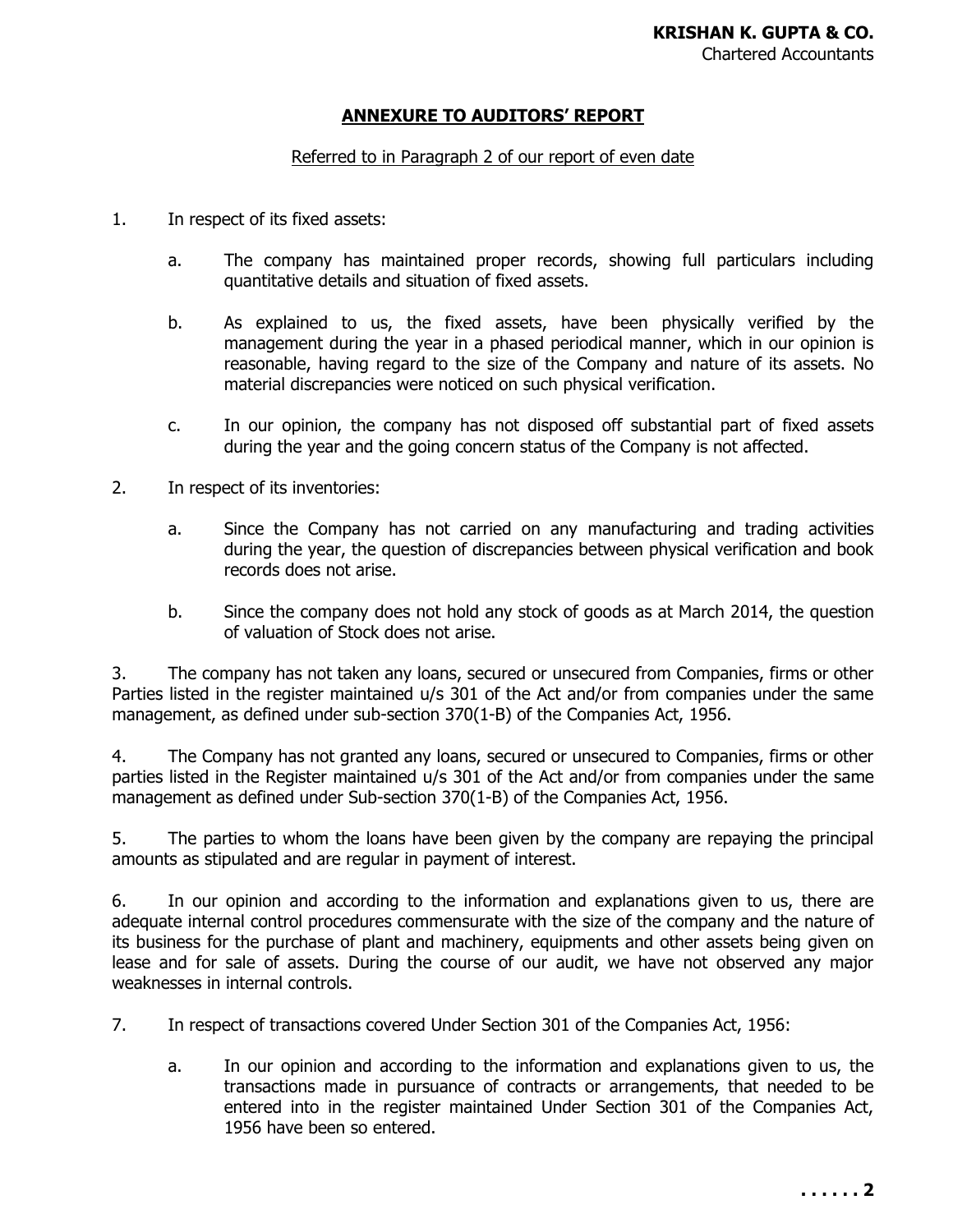**KRISHAN K. GUPTA & CO.**
Chartered Accountants

## ANNEXURE TO AUDITORS' REPORT

Referred to in Paragraph 2 of our report of even date

1. In respect of its fixed assets:

   a. The company has maintained proper records, showing full particulars including quantitative details and situation of fixed assets.

   b. As explained to us, the fixed assets, have been physically verified by the management during the year in a phased periodical manner, which in our opinion is reasonable, having regard to the size of the Company and nature of its assets. No material discrepancies were noticed on such physical verification.

   c. In our opinion, the company has not disposed off substantial part of fixed assets during the year and the going concern status of the Company is not affected.

2. In respect of its inventories:

   a. Since the Company has not carried on any manufacturing and trading activities during the year, the question of discrepancies between physical verification and book records does not arise.

   b. Since the company does not hold any stock of goods as at March 2014, the question of valuation of Stock does not arise.

3. The company has not taken any loans, secured or unsecured from Companies, firms or other Parties listed in the register maintained u/s 301 of the Act and/or from companies under the same management, as defined under sub-section 370(1-B) of the Companies Act, 1956.

4. The Company has not granted any loans, secured or unsecured to Companies, firms or other parties listed in the Register maintained u/s 301 of the Act and/or from companies under the same management as defined under Sub-section 370(1-B) of the Companies Act, 1956.

5. The parties to whom the loans have been given by the company are repaying the principal amounts as stipulated and are regular in payment of interest.

6. In our opinion and according to the information and explanations given to us, there are adequate internal control procedures commensurate with the size of the company and the nature of its business for the purchase of plant and machinery, equipments and other assets being given on lease and for sale of assets. During the course of our audit, we have not observed any major weaknesses in internal controls.

7. In respect of transactions covered Under Section 301 of the Companies Act, 1956:

   a. In our opinion and according to the information and explanations given to us, the transactions made in pursuance of contracts or arrangements, that needed to be entered into in the register maintained Under Section 301 of the Companies Act, 1956 have been so entered.

**. . . . . . 2**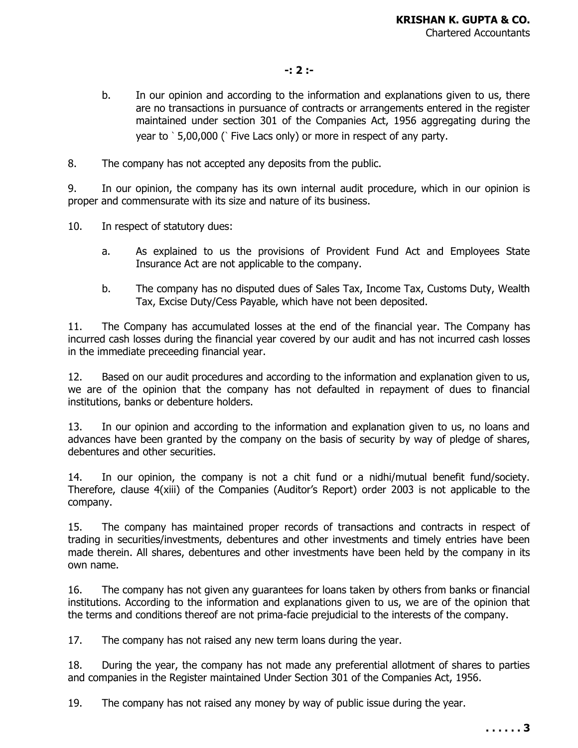b. In our opinion and according to the information and explanations given to us, there are no transactions in pursuance of contracts or arrangements entered in the register maintained under section 301 of the Companies Act, 1956 aggregating during the year to ` 5,00,000 (` Five Lacs only) or more in respect of any party.

8. The company has not accepted any deposits from the public.

9. In our opinion, the company has its own internal audit procedure, which in our opinion is proper and commensurate with its size and nature of its business.

10. In respect of statutory dues:

a. As explained to us the provisions of Provident Fund Act and Employees State Insurance Act are not applicable to the company.

b. The company has no disputed dues of Sales Tax, Income Tax, Customs Duty, Wealth Tax, Excise Duty/Cess Payable, which have not been deposited.

11. The Company has accumulated losses at the end of the financial year. The Company has incurred cash losses during the financial year covered by our audit and has not incurred cash losses in the immediate preceeding financial year.

12. Based on our audit procedures and according to the information and explanation given to us, we are of the opinion that the company has not defaulted in repayment of dues to financial institutions, banks or debenture holders.

13. In our opinion and according to the information and explanation given to us, no loans and advances have been granted by the company on the basis of security by way of pledge of shares, debentures and other securities.

14. In our opinion, the company is not a chit fund or a nidhi/mutual benefit fund/society. Therefore, clause 4(xiii) of the Companies (Auditor's Report) order 2003 is not applicable to the company.

15. The company has maintained proper records of transactions and contracts in respect of trading in securities/investments, debentures and other investments and timely entries have been made therein. All shares, debentures and other investments have been held by the company in its own name.

16. The company has not given any guarantees for loans taken by others from banks or financial institutions. According to the information and explanations given to us, we are of the opinion that the terms and conditions thereof are not prima-facie prejudicial to the interests of the company.

17. The company has not raised any new term loans during the year.

18. During the year, the company has not made any preferential allotment of shares to parties and companies in the Register maintained Under Section 301 of the Companies Act, 1956.

19. The company has not raised any money by way of public issue during the year.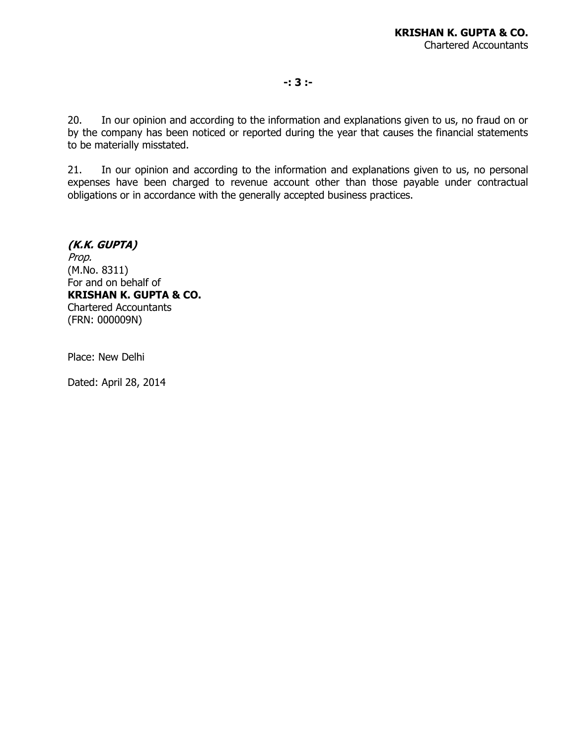20. In our opinion and according to the information and explanations given to us, no fraud on or by the company has been noticed or reported during the year that causes the financial statements to be materially misstated.

21. In our opinion and according to the information and explanations given to us, no personal expenses have been charged to revenue account other than those payable under contractual obligations or in accordance with the generally accepted business practices.

***(K.K. GUPTA)***
*Prop.*
(M.No. 8311)
For and on behalf of
**KRISHAN K. GUPTA & CO.**
Chartered Accountants
(FRN: 000009N)

Place: New Delhi

Dated: April 28, 2014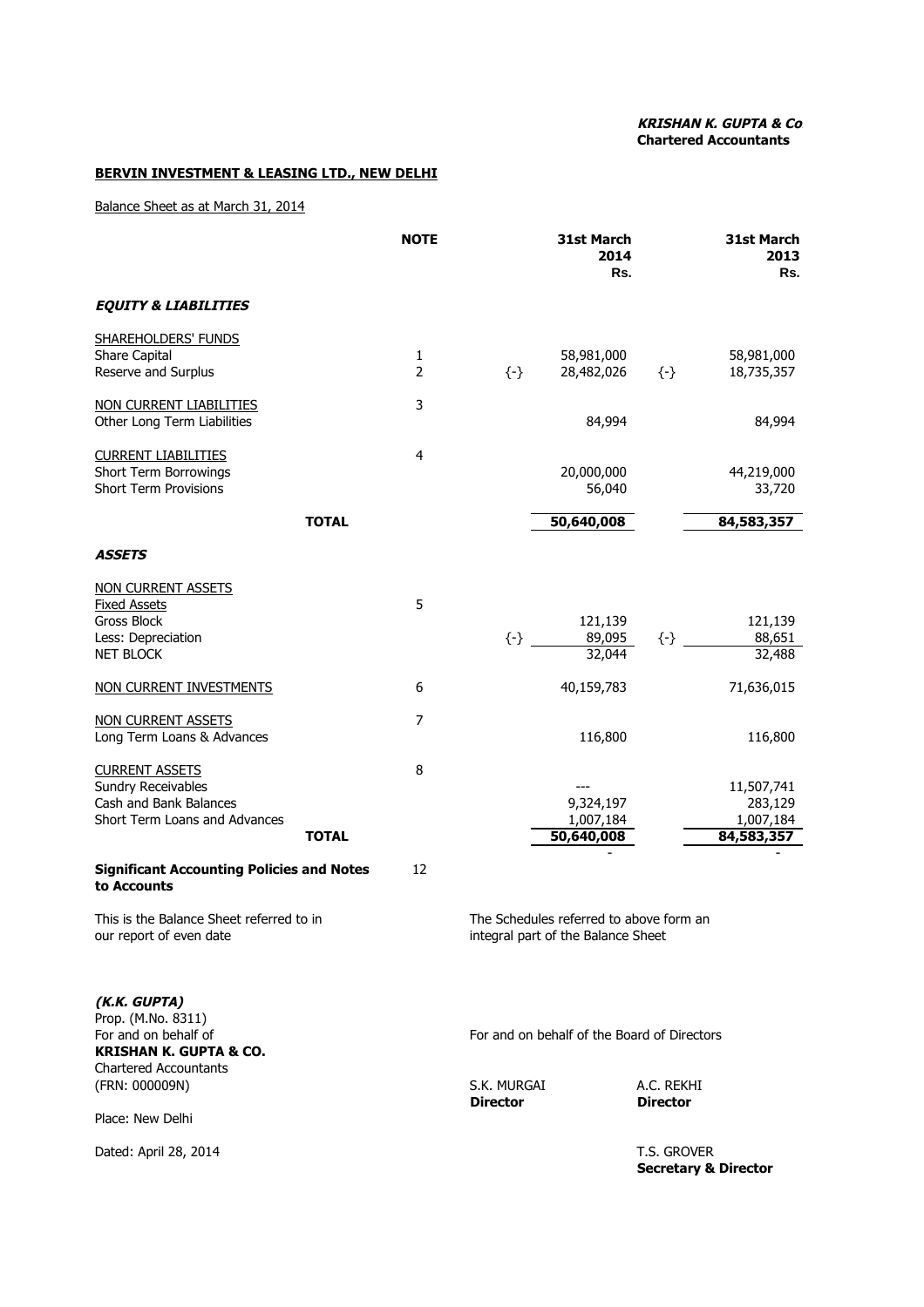***KRISHAN K. GUPTA & Co***
**Chartered Accountants**

**BERVIN INVESTMENT & LEASING LTD., NEW DELHI**

Balance Sheet as at March 31, 2014

| | NOTE | | 31st March 2014 Rs. | | 31st March 2013 Rs. |
|---|---|---|---|---|---|
| ***EQUITY & LIABILITIES*** | | | | | |
| SHAREHOLDERS' FUNDS | | | | | |
| Share Capital | 1 | | 58,981,000 | | 58,981,000 |
| Reserve and Surplus | 2 | {-} | 28,482,026 | {-} | 18,735,357 |
| NON CURRENT LIABILITIES | 3 | | | | |
| Other Long Term Liabilities | | | 84,994 | | 84,994 |
| CURRENT LIABILITIES | 4 | | | | |
| Short Term Borrowings | | | 20,000,000 | | 44,219,000 |
| Short Term Provisions | | | 56,040 | | 33,720 |
| **TOTAL** | | | **50,640,008** | | **84,583,357** |
| ***ASSETS*** | | | | | |
| NON CURRENT ASSETS | | | | | |
| Fixed Assets | 5 | | | | |
| Gross Block | | | 121,139 | | 121,139 |
| Less: Depreciation | | {-} | 89,095 | {-} | 88,651 |
| NET BLOCK | | | 32,044 | | 32,488 |
| NON CURRENT INVESTMENTS | 6 | | 40,159,783 | | 71,636,015 |
| NON CURRENT ASSETS | 7 | | | | |
| Long Term Loans & Advances | | | 116,800 | | 116,800 |
| CURRENT ASSETS | 8 | | | | |
| Sundry Receivables | | | --- | | 11,507,741 |
| Cash and Bank Balances | | | 9,324,197 | | 283,129 |
| Short Term Loans and Advances | | | 1,007,184 | | 1,007,184 |
| **TOTAL** | | | **50,640,008** | | **84,583,357** |
| | | | - | | - |
| **Significant Accounting Policies and Notes to Accounts** | 12 | | | | |

This is the Balance Sheet referred to in our report of even date

The Schedules referred to above form an integral part of the Balance Sheet

***(K.K. GUPTA)***
Prop. (M.No. 8311)
For and on behalf of
**KRISHAN K. GUPTA & CO.**
Chartered Accountants
(FRN: 000009N)

Place: New Delhi

Dated: April 28, 2014

For and on behalf of the Board of Directors

S.K. MURGAI
**Director**

A.C. REKHI
**Director**

T.S. GROVER
**Secretary & Director**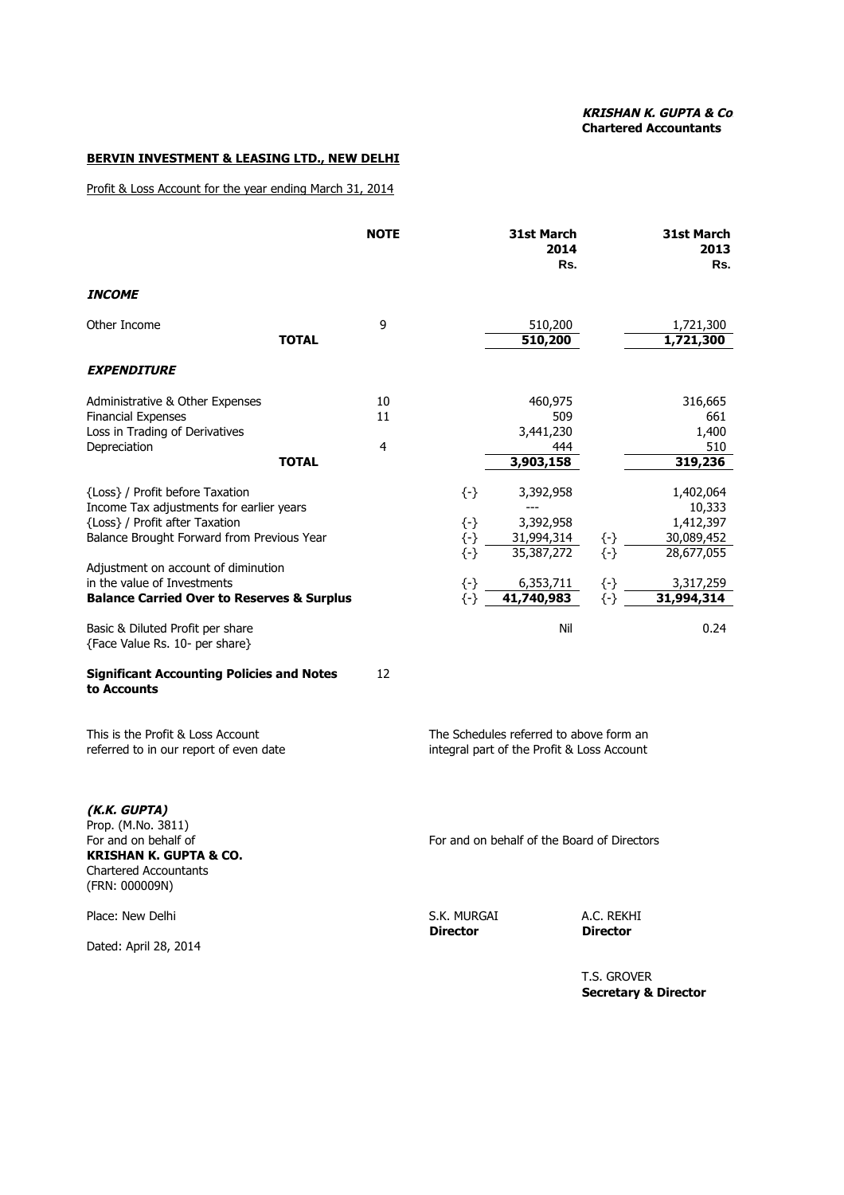***KRISHAN K. GUPTA & Co***
**Chartered Accountants**

**BERVIN INVESTMENT & LEASING LTD., NEW DELHI**

Profit & Loss Account for the year ending March 31, 2014

| | NOTE | | 31st March 2014 Rs. | | 31st March 2013 Rs. |
|---|---|---|---|---|---|
| ***INCOME*** | | | | | |
| Other Income | 9 | | 510,200 | | 1,721,300 |
| **TOTAL** | | | **510,200** | | **1,721,300** |
| ***EXPENDITURE*** | | | | | |
| Administrative & Other Expenses | 10 | | 460,975 | | 316,665 |
| Financial Expenses | 11 | | 509 | | 661 |
| Loss in Trading of Derivatives | | | 3,441,230 | | 1,400 |
| Depreciation | 4 | | 444 | | 510 |
| **TOTAL** | | | **3,903,158** | | **319,236** |
| {Loss} / Profit before Taxation | | {-} | 3,392,958 | | 1,402,064 |
| Income Tax adjustments for earlier years | | | --- | | 10,333 |
| {Loss} / Profit after Taxation | | {-} | 3,392,958 | | 1,412,397 |
| Balance Brought Forward from Previous Year | | {-} | 31,994,314 | {-} | 30,089,452 |
| | | {-} | 35,387,272 | {-} | 28,677,055 |
| Adjustment on account of diminution in the value of Investments | | {-} | 6,353,711 | {-} | 3,317,259 |
| **Balance Carried Over to Reserves & Surplus** | | {-} | **41,740,983** | {-} | **31,994,314** |
| Basic & Diluted Profit per share {Face Value Rs. 10- per share} | | | Nil | | 0.24 |
| **Significant Accounting Policies and Notes to Accounts** | 12 | | | | |

This is the Profit & Loss Account referred to in our report of even date

The Schedules referred to above form an integral part of the Profit & Loss Account

***(K.K. GUPTA)***
Prop. (M.No. 3811)
For and on behalf of
**KRISHAN K. GUPTA & CO.**
Chartered Accountants
(FRN: 000009N)

For and on behalf of the Board of Directors

Place: New Delhi

Dated: April 28, 2014

S.K. MURGAI
**Director**

A.C. REKHI
**Director**

T.S. GROVER
**Secretary & Director**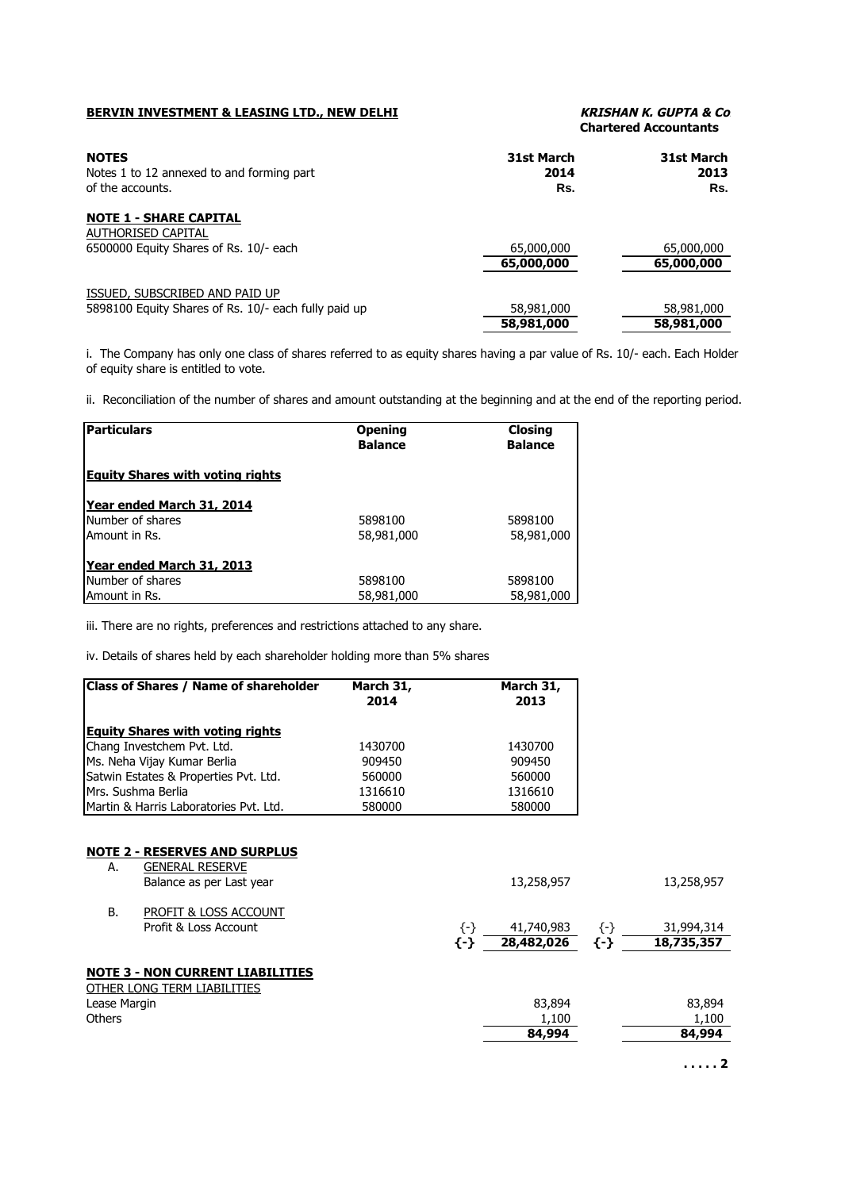**BERVIN INVESTMENT & LEASING LTD., NEW DELHI** ***KRISHAN K. GUPTA & Co***
**Chartered Accountants**

| **NOTES** | **31st March 2014 Rs.** | **31st March 2013 Rs.** |
|---|---|---|
| Notes 1 to 12 annexed to and forming part of the accounts. | | |

**NOTE 1 - SHARE CAPITAL**

| | 31st March 2014 Rs. | 31st March 2013 Rs. |
|---|---|---|
| AUTHORISED CAPITAL | | |
| 6500000 Equity Shares of Rs. 10/- each | 65,000,000 | 65,000,000 |
| | **65,000,000** | **65,000,000** |
| ISSUED, SUBSCRIBED AND PAID UP | | |
| 5898100 Equity Shares of Rs. 10/- each fully paid up | 58,981,000 | 58,981,000 |
| | **58,981,000** | **58,981,000** |

i. The Company has only one class of shares referred to as equity shares having a par value of Rs. 10/- each. Each Holder of equity share is entitled to vote.

ii. Reconciliation of the number of shares and amount outstanding at the beginning and at the end of the reporting period.

| **Particulars** | **Opening Balance** | **Closing Balance** |
|---|---|---|
| **Equity Shares with voting rights** | | |
| **Year ended March 31, 2014** | | |
| Number of shares | 5898100 | 5898100 |
| Amount in Rs. | 58,981,000 | 58,981,000 |
| **Year ended March 31, 2013** | | |
| Number of shares | 5898100 | 5898100 |
| Amount in Rs. | 58,981,000 | 58,981,000 |

iii. There are no rights, preferences and restrictions attached to any share.

iv. Details of shares held by each shareholder holding more than 5% shares

| **Class of Shares / Name of shareholder** | **March 31, 2014** | **March 31, 2013** |
|---|---|---|
| **Equity Shares with voting rights** | | |
| Chang Investchem Pvt. Ltd. | 1430700 | 1430700 |
| Ms. Neha Vijay Kumar Berlia | 909450 | 909450 |
| Satwin Estates & Properties Pvt. Ltd. | 560000 | 560000 |
| Mrs. Sushma Berlia | 1316610 | 1316610 |
| Martin & Harris Laboratories Pvt. Ltd. | 580000 | 580000 |

**NOTE 2 - RESERVES AND SURPLUS**

| | | 31st March 2014 Rs. | | 31st March 2013 Rs. |
|---|---|---|---|---|
| A. GENERAL RESERVE | | | | |
| Balance as per Last year | | 13,258,957 | | 13,258,957 |
| B. PROFIT & LOSS ACCOUNT | | | | |
| Profit & Loss Account | {-} | 41,740,983 | {-} | 31,994,314 |
| | **{-}** | **28,482,026** | **{-}** | **18,735,357** |

**NOTE 3 - NON CURRENT LIABILITIES**

| | 31st March 2014 Rs. | 31st March 2013 Rs. |
|---|---|---|
| OTHER LONG TERM LIABILITIES | | |
| Lease Margin | 83,894 | 83,894 |
| Others | 1,100 | 1,100 |
| | **84,994** | **84,994** |

**.....2**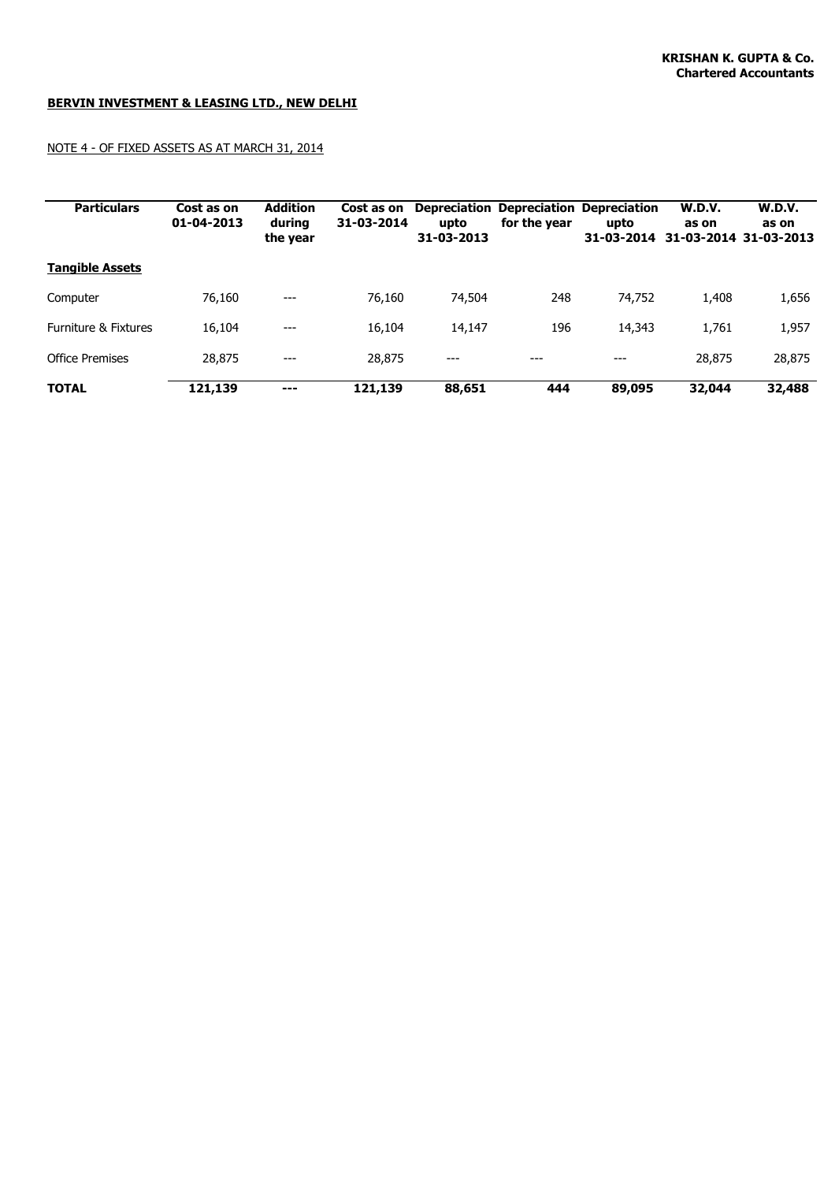**KRISHAN K. GUPTA & Co.**
**Chartered Accountants**

**BERVIN INVESTMENT & LEASING LTD., NEW DELHI**

NOTE 4 - OF FIXED ASSETS AS AT MARCH 31, 2014

| Particulars | Cost as on 01-04-2013 | Addition during the year | Cost as on 31-03-2014 | Depreciation upto 31-03-2013 | Depreciation for the year | Depreciation upto 31-03-2014 | W.D.V. as on 31-03-2014 | W.D.V. as on 31-03-2013 |
|---|---|---|---|---|---|---|---|---|
| **Tangible Assets** | | | | | | | | |
| Computer | 76,160 | --- | 76,160 | 74,504 | 248 | 74,752 | 1,408 | 1,656 |
| Furniture & Fixtures | 16,104 | --- | 16,104 | 14,147 | 196 | 14,343 | 1,761 | 1,957 |
| Office Premises | 28,875 | --- | 28,875 | --- | --- | --- | 28,875 | 28,875 |
| **TOTAL** | **121,139** | **---** | **121,139** | **88,651** | **444** | **89,095** | **32,044** | **32,488** |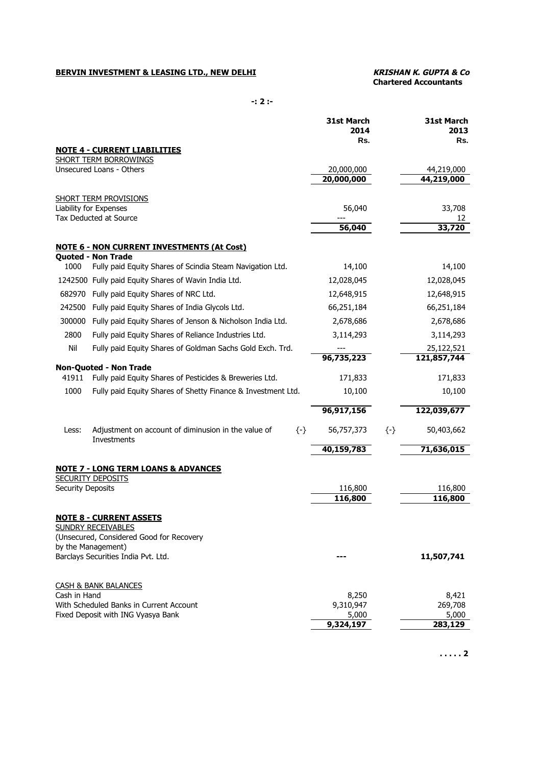**BERVIN INVESTMENT & LEASING LTD., NEW DELHI**

***KRISHAN K. GUPTA & Co***
**Chartered Accountants**

**-: 2 :-**

| | | 31st March 2014 Rs. | 31st March 2013 Rs. |
|---|---|---|---|
| **NOTE 4 - CURRENT LIABILITIES** | | | |
| SHORT TERM BORROWINGS | | | |
| Unsecured Loans - Others | | 20,000,000 | 44,219,000 |
| | | **20,000,000** | **44,219,000** |
| SHORT TERM PROVISIONS | | | |
| Liability for Expenses | | 56,040 | 33,708 |
| Tax Deducted at Source | | --- | 12 |
| | | **56,040** | **33,720** |
| **NOTE 6 - NON CURRENT INVESTMENTS (At Cost)** | | | |
| **Quoted - Non Trade** | | | |
| 1000 | Fully paid Equity Shares of Scindia Steam Navigation Ltd. | 14,100 | 14,100 |
| 1242500 | Fully paid Equity Shares of Wavin India Ltd. | 12,028,045 | 12,028,045 |
| 682970 | Fully paid Equity Shares of NRC Ltd. | 12,648,915 | 12,648,915 |
| 242500 | Fully paid Equity Shares of India Glycols Ltd. | 66,251,184 | 66,251,184 |
| 300000 | Fully paid Equity Shares of Jenson & Nicholson India Ltd. | 2,678,686 | 2,678,686 |
| 2800 | Fully paid Equity Shares of Reliance Industries Ltd. | 3,114,293 | 3,114,293 |
| Nil | Fully paid Equity Shares of Goldman Sachs Gold Exch. Trd. | --- | 25,122,521 |
| | | **96,735,223** | **121,857,744** |
| **Non-Quoted - Non Trade** | | | |
| 41911 | Fully paid Equity Shares of Pesticides & Breweries Ltd. | 171,833 | 171,833 |
| 1000 | Fully paid Equity Shares of Shetty Finance & Investment Ltd. | 10,100 | 10,100 |
| | | **96,917,156** | **122,039,677** |
| Less: | Adjustment on account of diminusion in the value of Investments | {-} 56,757,373 | {-} 50,403,662 |
| | | **40,159,783** | **71,636,015** |
| **NOTE 7 - LONG TERM LOANS & ADVANCES** | | | |
| SECURITY DEPOSITS | | | |
| Security Deposits | | 116,800 | 116,800 |
| | | **116,800** | **116,800** |
| **NOTE 8 - CURRENT ASSETS** | | | |
| SUNDRY RECEIVABLES | | | |
| (Unsecured, Considered Good for Recovery by the Management) | | | |
| Barclays Securities India Pvt. Ltd. | | **---** | **11,507,741** |
| CASH & BANK BALANCES | | | |
| Cash in Hand | | 8,250 | 8,421 |
| With Scheduled Banks in Current Account | | 9,310,947 | 269,708 |
| Fixed Deposit with ING Vyasya Bank | | 5,000 | 5,000 |
| | | **9,324,197** | **283,129** |

**. . . . . 2**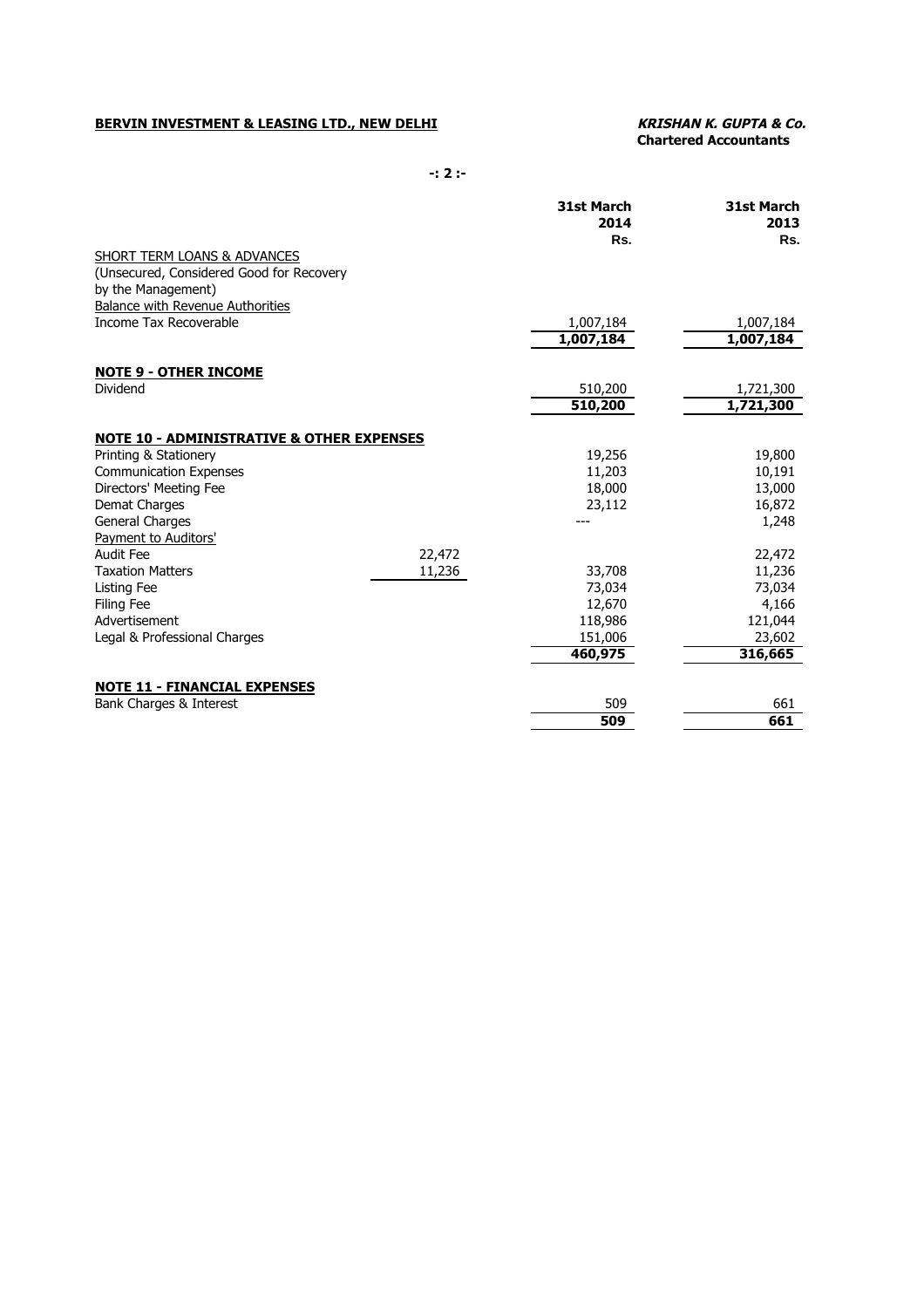**BERVIN INVESTMENT & LEASING LTD., NEW DELHI** ***KRISHAN K. GUPTA & Co.*** **Chartered Accountants**

**-: 2 :-**

| | | 31st March 2014 Rs. | 31st March 2013 Rs. |
|---|---|---|---|
| SHORT TERM LOANS & ADVANCES | | | |
| (Unsecured, Considered Good for Recovery by the Management) | | | |
| Balance with Revenue Authorities | | | |
| Income Tax Recoverable | | 1,007,184 | 1,007,184 |
| | | **1,007,184** | **1,007,184** |
| **NOTE 9 - OTHER INCOME** | | | |
| Dividend | | 510,200 | 1,721,300 |
| | | **510,200** | **1,721,300** |
| **NOTE 10 - ADMINISTRATIVE & OTHER EXPENSES** | | | |
| Printing & Stationery | | 19,256 | 19,800 |
| Communication Expenses | | 11,203 | 10,191 |
| Directors' Meeting Fee | | 18,000 | 13,000 |
| Demat Charges | | 23,112 | 16,872 |
| General Charges | | --- | 1,248 |
| Payment to Auditors' | | | |
| Audit Fee | 22,472 | | 22,472 |
| Taxation Matters | 11,236 | 33,708 | 11,236 |
| Listing Fee | | 73,034 | 73,034 |
| Filing Fee | | 12,670 | 4,166 |
| Advertisement | | 118,986 | 121,044 |
| Legal & Professional Charges | | 151,006 | 23,602 |
| | | **460,975** | **316,665** |
| **NOTE 11 - FINANCIAL EXPENSES** | | | |
| Bank Charges & Interest | | 509 | 661 |
| | | **509** | **661** |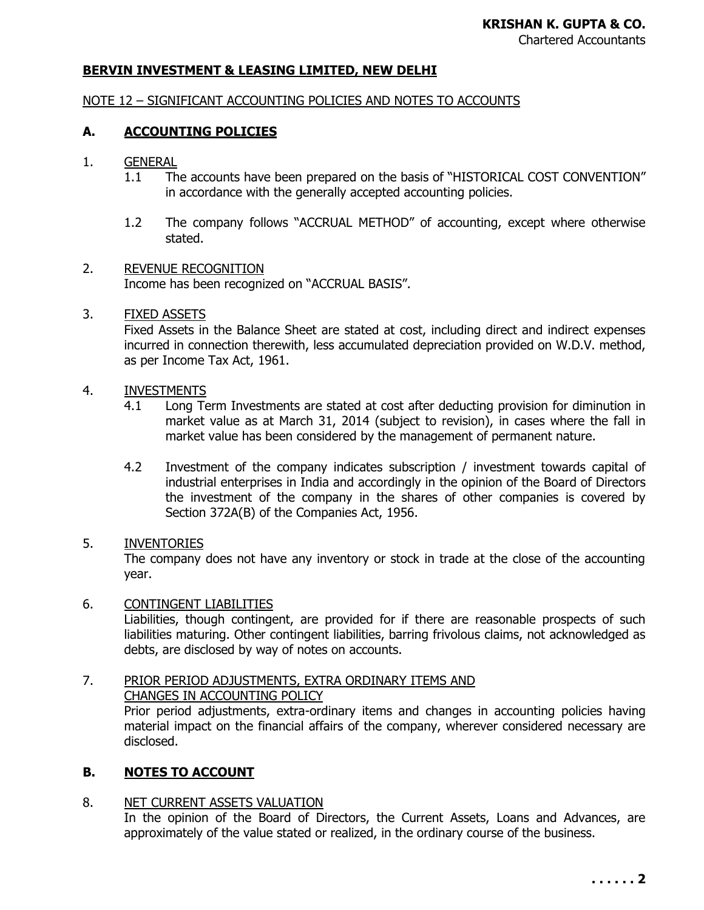**KRISHAN K. GUPTA & CO.**
Chartered Accountants

**BERVIN INVESTMENT & LEASING LIMITED, NEW DELHI**

NOTE 12 – SIGNIFICANT ACCOUNTING POLICIES AND NOTES TO ACCOUNTS

## A. ACCOUNTING POLICIES

1. GENERAL
   - 1.1 The accounts have been prepared on the basis of "HISTORICAL COST CONVENTION" in accordance with the generally accepted accounting policies.
   - 1.2 The company follows "ACCRUAL METHOD" of accounting, except where otherwise stated.

2. REVENUE RECOGNITION
   Income has been recognized on "ACCRUAL BASIS".

3. FIXED ASSETS
   Fixed Assets in the Balance Sheet are stated at cost, including direct and indirect expenses incurred in connection therewith, less accumulated depreciation provided on W.D.V. method, as per Income Tax Act, 1961.

4. INVESTMENTS
   - 4.1 Long Term Investments are stated at cost after deducting provision for diminution in market value as at March 31, 2014 (subject to revision), in cases where the fall in market value has been considered by the management of permanent nature.
   - 4.2 Investment of the company indicates subscription / investment towards capital of industrial enterprises in India and accordingly in the opinion of the Board of Directors the investment of the company in the shares of other companies is covered by Section 372A(B) of the Companies Act, 1956.

5. INVENTORIES
   The company does not have any inventory or stock in trade at the close of the accounting year.

6. CONTINGENT LIABILITIES
   Liabilities, though contingent, are provided for if there are reasonable prospects of such liabilities maturing. Other contingent liabilities, barring frivolous claims, not acknowledged as debts, are disclosed by way of notes on accounts.

7. PRIOR PERIOD ADJUSTMENTS, EXTRA ORDINARY ITEMS AND CHANGES IN ACCOUNTING POLICY
   Prior period adjustments, extra-ordinary items and changes in accounting policies having material impact on the financial affairs of the company, wherever considered necessary are disclosed.

## B. NOTES TO ACCOUNT

8. NET CURRENT ASSETS VALUATION
   In the opinion of the Board of Directors, the Current Assets, Loans and Advances, are approximately of the value stated or realized, in the ordinary course of the business.

. . . . . . 2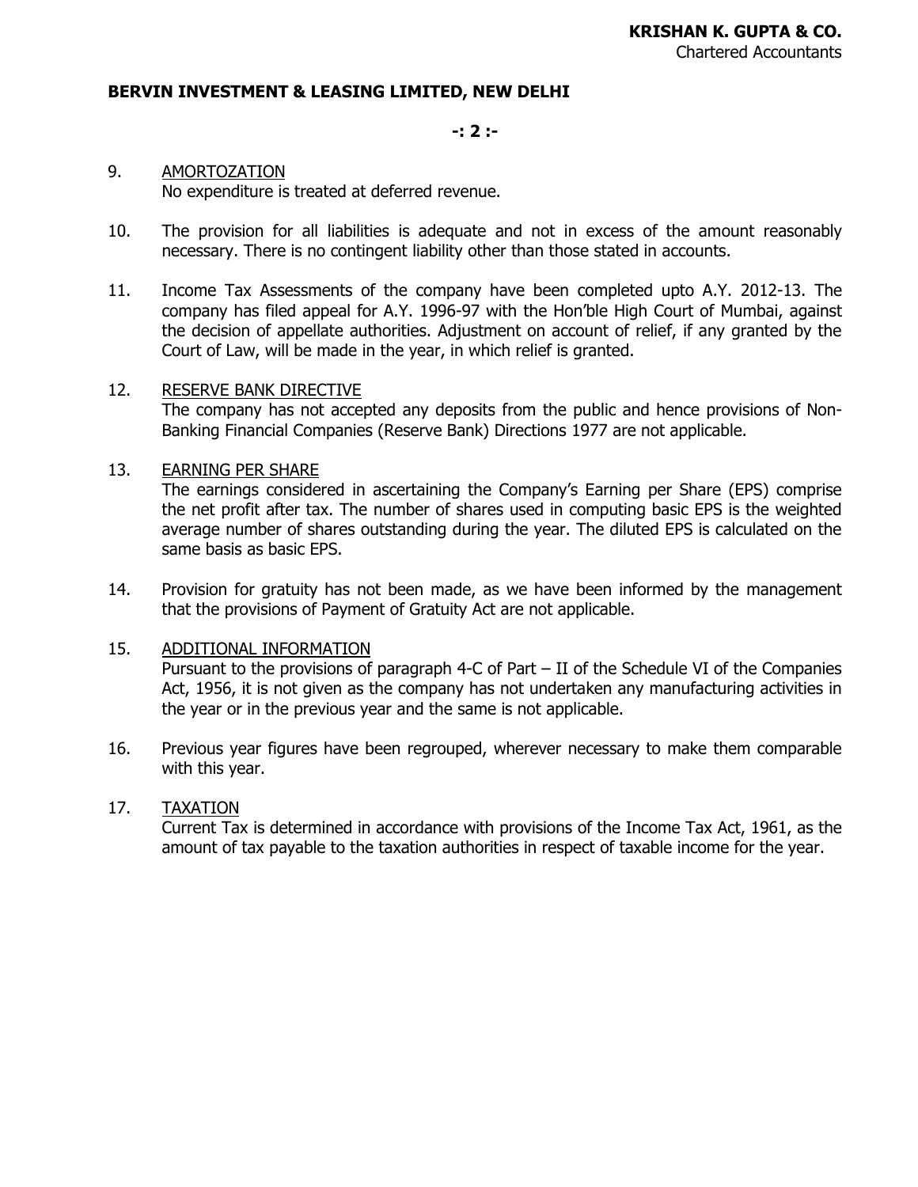**KRISHAN K. GUPTA & CO.**
Chartered Accountants

**BERVIN INVESTMENT & LEASING LIMITED, NEW DELHI**

9. AMORTOZATION
   No expenditure is treated at deferred revenue.

10. The provision for all liabilities is adequate and not in excess of the amount reasonably necessary. There is no contingent liability other than those stated in accounts.

11. Income Tax Assessments of the company have been completed upto A.Y. 2012-13. The company has filed appeal for A.Y. 1996-97 with the Hon'ble High Court of Mumbai, against the decision of appellate authorities. Adjustment on account of relief, if any granted by the Court of Law, will be made in the year, in which relief is granted.

12. RESERVE BANK DIRECTIVE
    The company has not accepted any deposits from the public and hence provisions of Non-Banking Financial Companies (Reserve Bank) Directions 1977 are not applicable.

13. EARNING PER SHARE
    The earnings considered in ascertaining the Company's Earning per Share (EPS) comprise the net profit after tax. The number of shares used in computing basic EPS is the weighted average number of shares outstanding during the year. The diluted EPS is calculated on the same basis as basic EPS.

14. Provision for gratuity has not been made, as we have been informed by the management that the provisions of Payment of Gratuity Act are not applicable.

15. ADDITIONAL INFORMATION
    Pursuant to the provisions of paragraph 4-C of Part – II of the Schedule VI of the Companies Act, 1956, it is not given as the company has not undertaken any manufacturing activities in the year or in the previous year and the same is not applicable.

16. Previous year figures have been regrouped, wherever necessary to make them comparable with this year.

17. TAXATION
    Current Tax is determined in accordance with provisions of the Income Tax Act, 1961, as the amount of tax payable to the taxation authorities in respect of taxable income for the year.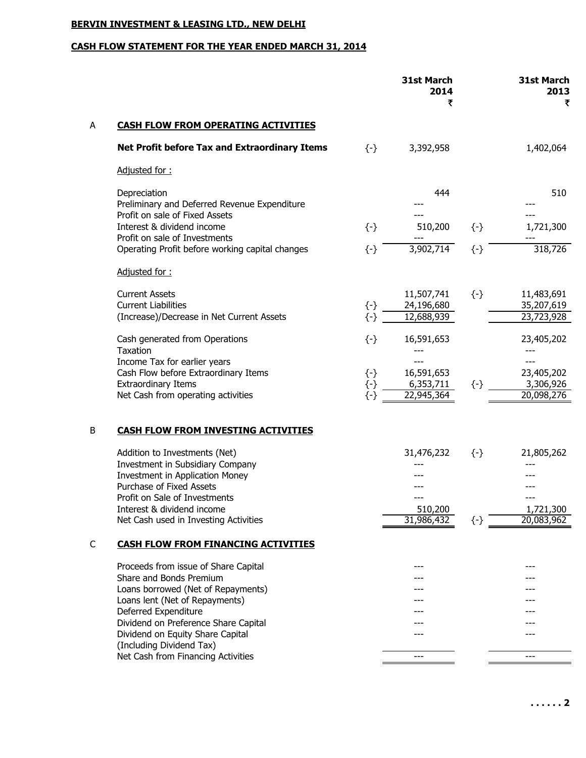**BERVIN INVESTMENT & LEASING LTD., NEW DELHI**

**CASH FLOW STATEMENT FOR THE YEAR ENDED MARCH 31, 2014**

| | | | 31st March 2014 ₹ | | 31st March 2013 ₹ |
|---|---|---|---|---|---|
| A | **CASH FLOW FROM OPERATING ACTIVITIES** | | | | |
| | **Net Profit before Tax and Extraordinary Items** | {-} | 3,392,958 | | 1,402,064 |
| | Adjusted for : | | | | |
| | Depreciation | | 444 | | 510 |
| | Preliminary and Deferred Revenue Expenditure | | --- | | --- |
| | Profit on sale of Fixed Assets | | --- | | --- |
| | Interest & dividend income | {-} | 510,200 | {-} | 1,721,300 |
| | Profit on sale of Investments | | --- | | --- |
| | Operating Profit before working capital changes | {-} | 3,902,714 | {-} | 318,726 |
| | Adjusted for : | | | | |
| | Current Assets | | 11,507,741 | {-} | 11,483,691 |
| | Current Liabilities | {-} | 24,196,680 | | 35,207,619 |
| | (Increase)/Decrease in Net Current Assets | {-} | 12,688,939 | | 23,723,928 |
| | Cash generated from Operations | {-} | 16,591,653 | | 23,405,202 |
| | Taxation | | --- | | --- |
| | Income Tax for earlier years | | --- | | --- |
| | Cash Flow before Extraordinary Items | {-} | 16,591,653 | | 23,405,202 |
| | Extraordinary Items | {-} | 6,353,711 | {-} | 3,306,926 |
| | Net Cash from operating activities | {-} | 22,945,364 | | 20,098,276 |
| B | **CASH FLOW FROM INVESTING ACTIVITIES** | | | | |
| | Addition to Investments (Net) | | 31,476,232 | {-} | 21,805,262 |
| | Investment in Subsidiary Company | | --- | | --- |
| | Investment in Application Money | | --- | | --- |
| | Purchase of Fixed Assets | | --- | | --- |
| | Profit on Sale of Investments | | --- | | --- |
| | Interest & dividend income | | 510,200 | | 1,721,300 |
| | Net Cash used in Investing Activities | | 31,986,432 | {-} | 20,083,962 |
| C | **CASH FLOW FROM FINANCING ACTIVITIES** | | | | |
| | Proceeds from issue of Share Capital | | --- | | --- |
| | Share and Bonds Premium | | --- | | --- |
| | Loans borrowed (Net of Repayments) | | --- | | --- |
| | Loans lent (Net of Repayments) | | --- | | --- |
| | Deferred Expenditure | | --- | | --- |
| | Dividend on Preference Share Capital | | --- | | --- |
| | Dividend on Equity Share Capital (Including Dividend Tax) | | --- | | --- |
| | Net Cash from Financing Activities | | --- | | --- |

......2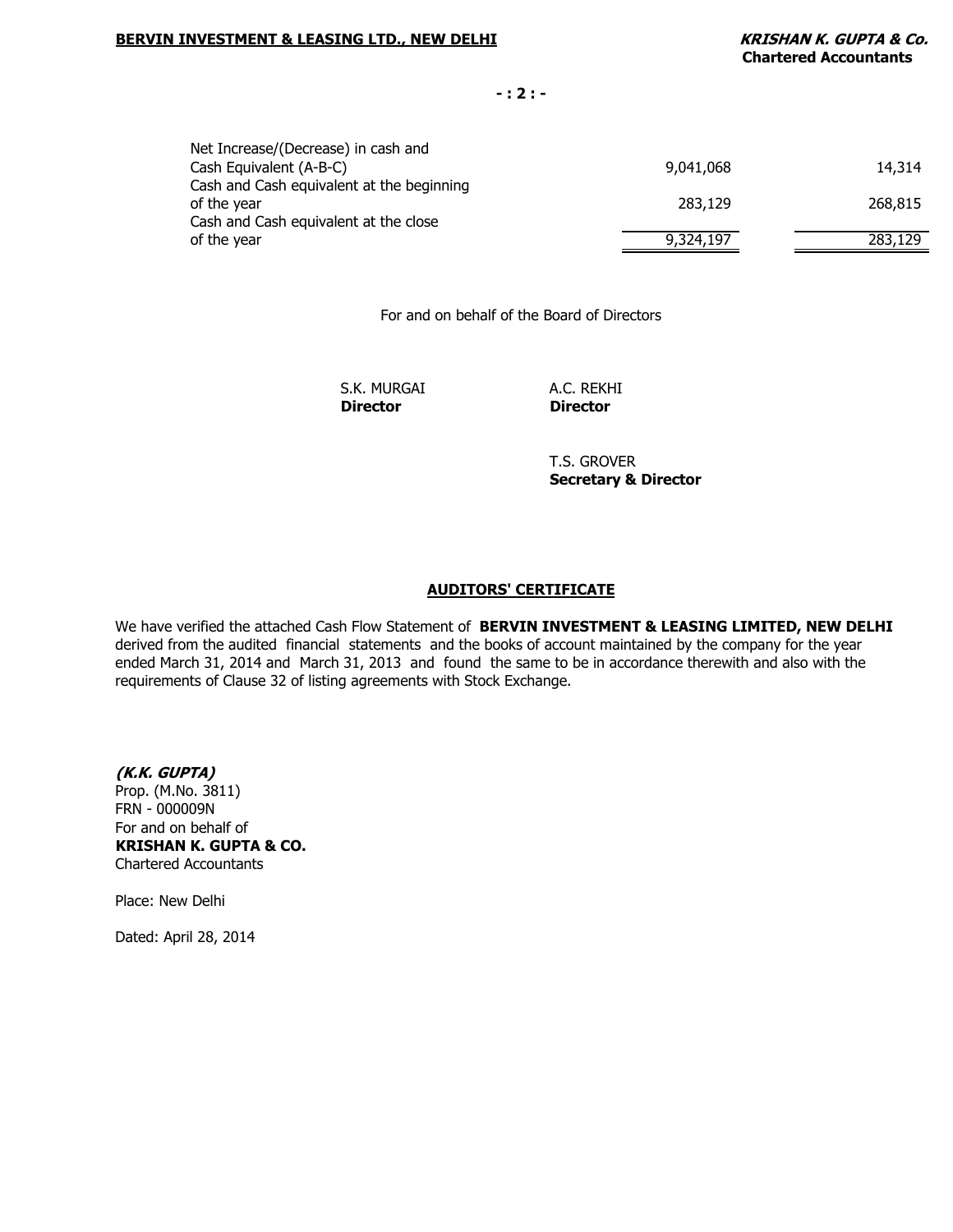| | | |
|---|---|---|
| Net Increase/(Decrease) in cash and Cash Equivalent (A-B-C) | 9,041,068 | 14,314 |
| Cash and Cash equivalent at the beginning of the year | 283,129 | 268,815 |
| Cash and Cash equivalent at the close of the year | 9,324,197 | 283,129 |

For and on behalf of the Board of Directors

S.K. MURGAI
**Director**

A.C. REKHI
**Director**

T.S. GROVER
**Secretary & Director**

## AUDITORS' CERTIFICATE

We have verified the attached Cash Flow Statement of **BERVIN INVESTMENT & LEASING LIMITED, NEW DELHI** derived from the audited financial statements and the books of account maintained by the company for the year ended March 31, 2014 and March 31, 2013 and found the same to be in accordance therewith and also with the requirements of Clause 32 of listing agreements with Stock Exchange.

***(K.K. GUPTA)***
Prop. (M.No. 3811)
FRN - 000009N
For and on behalf of
**KRISHAN K. GUPTA & CO.**
Chartered Accountants

Place: New Delhi

Dated: April 28, 2014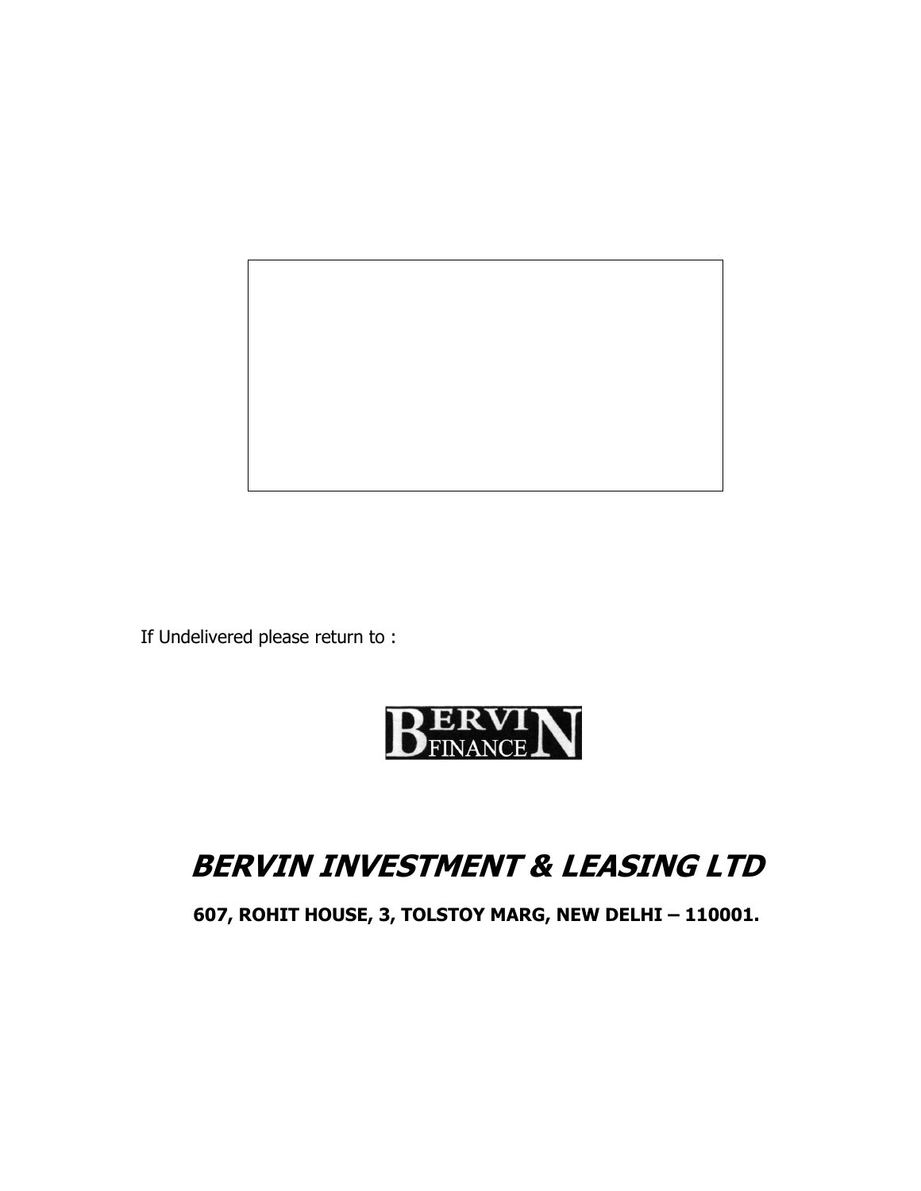If Undelivered please return to :

BERVIN FINANCE

# *BERVIN INVESTMENT & LEASING LTD*

**607, ROHIT HOUSE, 3, TOLSTOY MARG, NEW DELHI – 110001.**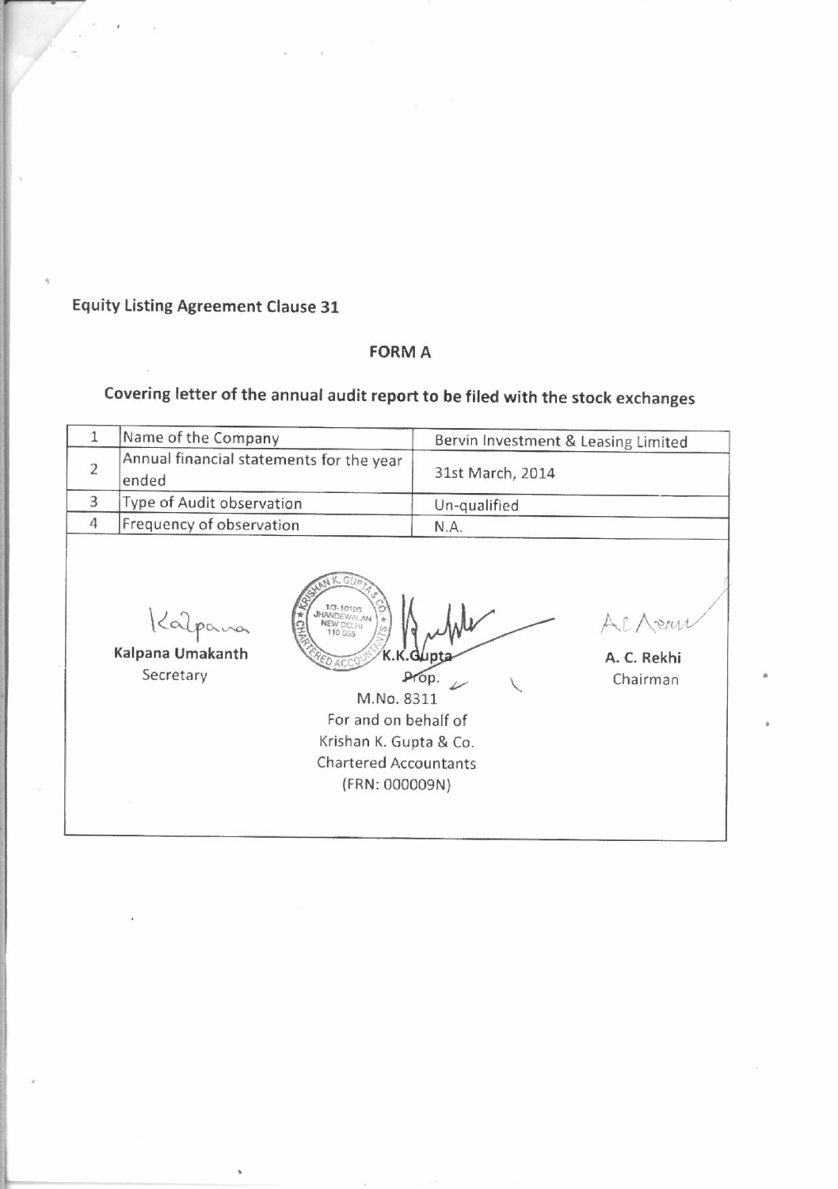Equity Listing Agreement Clause 31

## FORM A

## Covering letter of the annual audit report to be filed with the stock exchanges

| | | |
|---|---|---|
| 1 | Name of the Company | Bervin Investment & Leasing Limited |
| 2 | Annual financial statements for the year ended | 31st March, 2014 |
| 3 | Type of Audit observation | Un-qualified |
| 4 | Frequency of observation | N.A. |

**Kalpana Umakanth**
Secretary

K.K.Gupta
Prop.
M.No. 8311
For and on behalf of
Krishan K. Gupta & Co.
Chartered Accountants
(FRN: 000009N)

**A. C. Rekhi**
Chairman